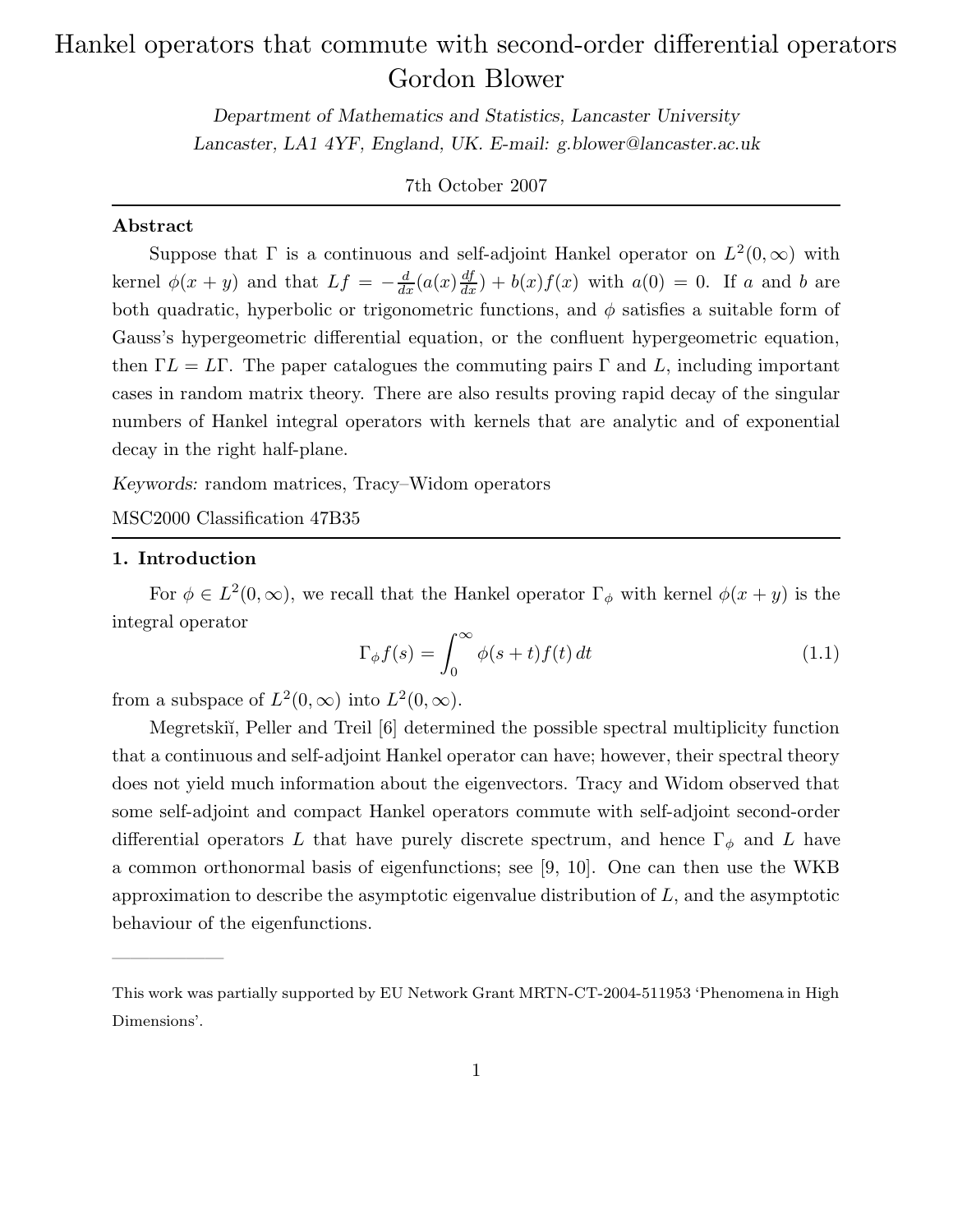# Hankel operators that commute with second-order differential operators

Gordon Blower

*Department of Mathematics and Statistics, Lancaster University*
*Lancaster, LA1 4YF, England, UK. E-mail: g.blower@lancaster.ac.uk*

7th October 2007

---

**Abstract**

Suppose that $\Gamma$ is a continuous and self-adjoint Hankel operator on $L^2(0,\infty)$ with kernel $\phi(x+y)$ and that $Lf = -\frac{d}{dx}(a(x)\frac{df}{dx}) + b(x)f(x)$ with $a(0)=0$. If $a$ and $b$ are both quadratic, hyperbolic or trigonometric functions, and $\phi$ satisfies a suitable form of Gauss's hypergeometric differential equation, or the confluent hypergeometric equation, then $\Gamma L = L\Gamma$. The paper catalogues the commuting pairs $\Gamma$ and $L$, including important cases in random matrix theory. There are also results proving rapid decay of the singular numbers of Hankel integral operators with kernels that are analytic and of exponential decay in the right half-plane.

*Keywords:* random matrices, Tracy–Widom operators

MSC2000 Classification 47B35

---

## 1. Introduction

For $\phi \in L^2(0,\infty)$, we recall that the Hankel operator $\Gamma_\phi$ with kernel $\phi(x+y)$ is the integral operator

$$\Gamma_\phi f(s) = \int_0^\infty \phi(s+t)f(t)\,dt \tag{1.1}$$

from a subspace of $L^2(0,\infty)$ into $L^2(0,\infty)$.

Megretskiĭ, Peller and Treil [6] determined the possible spectral multiplicity function that a continuous and self-adjoint Hankel operator can have; however, their spectral theory does not yield much information about the eigenvectors. Tracy and Widom observed that some self-adjoint and compact Hankel operators commute with self-adjoint second-order differential operators $L$ that have purely discrete spectrum, and hence $\Gamma_\phi$ and $L$ have a common orthonormal basis of eigenfunctions; see [9, 10]. One can then use the WKB approximation to describe the asymptotic eigenvalue distribution of $L$, and the asymptotic behaviour of the eigenfunctions.

---

This work was partially supported by EU Network Grant MRTN-CT-2004-511953 'Phenomena in High Dimensions'.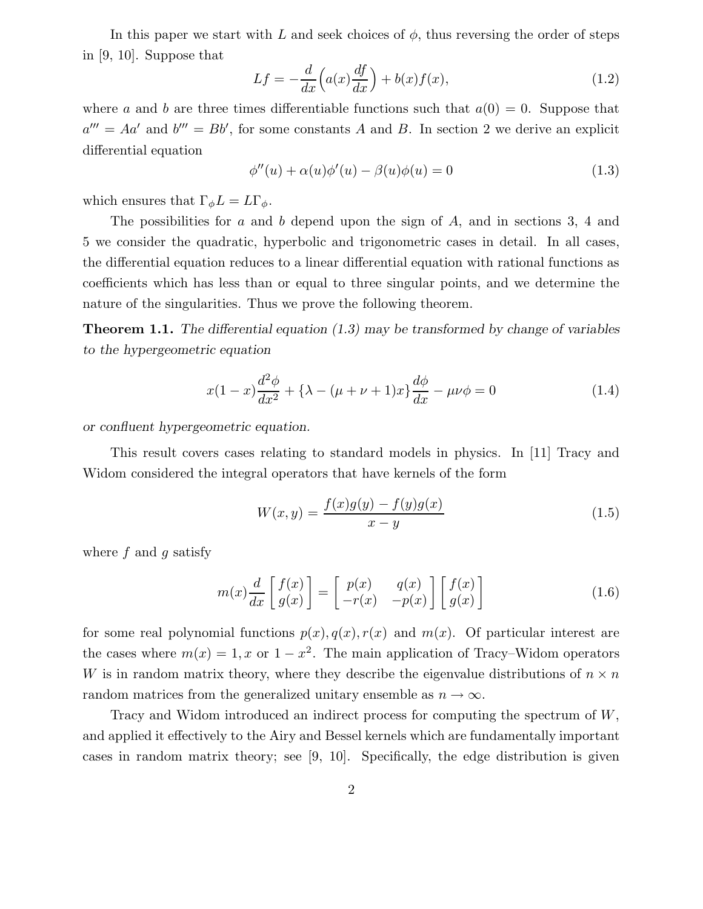In this paper we start with $L$ and seek choices of $\phi$, thus reversing the order of steps in [9, 10]. Suppose that

$$Lf = -\frac{d}{dx}\Big(a(x)\frac{df}{dx}\Big) + b(x)f(x), \tag{1.2}$$

where $a$ and $b$ are three times differentiable functions such that $a(0) = 0$. Suppose that $a''' = Aa'$ and $b''' = Bb'$, for some constants $A$ and $B$. In section 2 we derive an explicit differential equation

$$\phi''(u) + \alpha(u)\phi'(u) - \beta(u)\phi(u) = 0 \tag{1.3}$$

which ensures that $\Gamma_\phi L = L\Gamma_\phi$.

The possibilities for $a$ and $b$ depend upon the sign of $A$, and in sections 3, 4 and 5 we consider the quadratic, hyperbolic and trigonometric cases in detail. In all cases, the differential equation reduces to a linear differential equation with rational functions as coefficients which has less than or equal to three singular points, and we determine the nature of the singularities. Thus we prove the following theorem.

**Theorem 1.1.** *The differential equation (1.3) may be transformed by change of variables to the hypergeometric equation*

$$x(1-x)\frac{d^2\phi}{dx^2} + \{\lambda - (\mu+\nu+1)x\}\frac{d\phi}{dx} - \mu\nu\phi = 0 \tag{1.4}$$

*or confluent hypergeometric equation.*

This result covers cases relating to standard models in physics. In [11] Tracy and Widom considered the integral operators that have kernels of the form

$$W(x,y) = \frac{f(x)g(y) - f(y)g(x)}{x-y} \tag{1.5}$$

where $f$ and $g$ satisfy

$$m(x)\frac{d}{dx}\begin{bmatrix} f(x) \\ g(x) \end{bmatrix} = \begin{bmatrix} p(x) & q(x) \\ -r(x) & -p(x) \end{bmatrix}\begin{bmatrix} f(x) \\ g(x) \end{bmatrix} \tag{1.6}$$

for some real polynomial functions $p(x), q(x), r(x)$ and $m(x)$. Of particular interest are the cases where $m(x) = 1, x$ or $1-x^2$. The main application of Tracy–Widom operators $W$ is in random matrix theory, where they describe the eigenvalue distributions of $n \times n$ random matrices from the generalized unitary ensemble as $n \to \infty$.

Tracy and Widom introduced an indirect process for computing the spectrum of $W$, and applied it effectively to the Airy and Bessel kernels which are fundamentally important cases in random matrix theory; see [9, 10]. Specifically, the edge distribution is given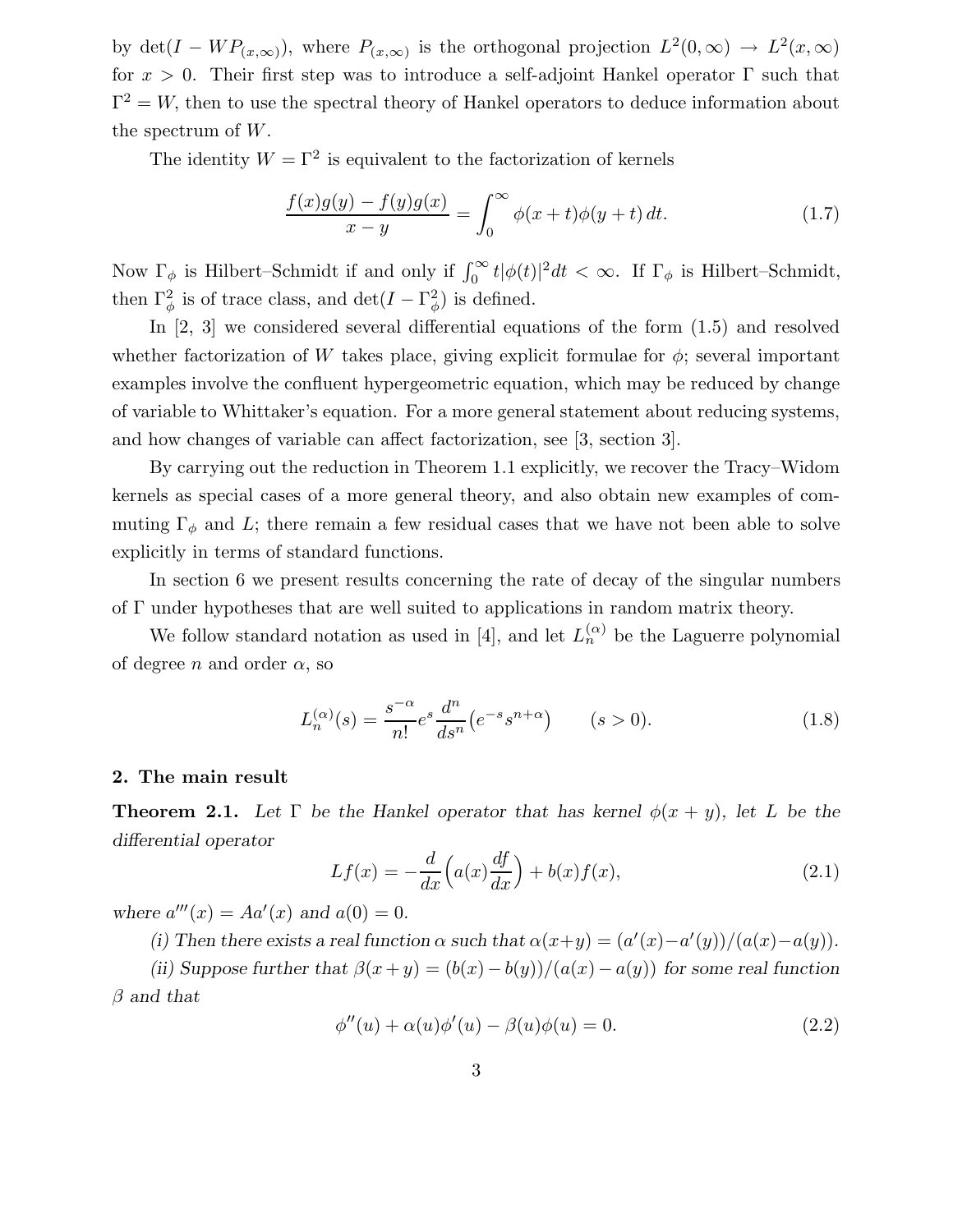by $\det(I - WP_{(x,\infty)})$, where $P_{(x,\infty)}$ is the orthogonal projection $L^2(0,\infty) \to L^2(x,\infty)$ for $x > 0$. Their first step was to introduce a self-adjoint Hankel operator $\Gamma$ such that $\Gamma^2 = W$, then to use the spectral theory of Hankel operators to deduce information about the spectrum of $W$.

The identity $W = \Gamma^2$ is equivalent to the factorization of kernels

$$\frac{f(x)g(y) - f(y)g(x)}{x - y} = \int_0^\infty \phi(x+t)\phi(y+t)\,dt. \tag{1.7}$$

Now $\Gamma_\phi$ is Hilbert–Schmidt if and only if $\int_0^\infty t|\phi(t)|^2 dt < \infty$. If $\Gamma_\phi$ is Hilbert–Schmidt, then $\Gamma_\phi^2$ is of trace class, and $\det(I - \Gamma_\phi^2)$ is defined.

In [2, 3] we considered several differential equations of the form (1.5) and resolved whether factorization of $W$ takes place, giving explicit formulae for $\phi$; several important examples involve the confluent hypergeometric equation, which may be reduced by change of variable to Whittaker's equation. For a more general statement about reducing systems, and how changes of variable can affect factorization, see [3, section 3].

By carrying out the reduction in Theorem 1.1 explicitly, we recover the Tracy–Widom kernels as special cases of a more general theory, and also obtain new examples of commuting $\Gamma_\phi$ and $L$; there remain a few residual cases that we have not been able to solve explicitly in terms of standard functions.

In section 6 we present results concerning the rate of decay of the singular numbers of $\Gamma$ under hypotheses that are well suited to applications in random matrix theory.

We follow standard notation as used in [4], and let $L_n^{(\alpha)}$ be the Laguerre polynomial of degree $n$ and order $\alpha$, so

$$L_n^{(\alpha)}(s) = \frac{s^{-\alpha}}{n!} e^s \frac{d^n}{ds^n}\big(e^{-s}s^{n+\alpha}\big) \qquad (s > 0). \tag{1.8}$$

## 2. The main result

**Theorem 2.1.** *Let $\Gamma$ be the Hankel operator that has kernel $\phi(x+y)$, let $L$ be the differential operator*

$$Lf(x) = -\frac{d}{dx}\Big(a(x)\frac{df}{dx}\Big) + b(x)f(x), \tag{2.1}$$

*where $a'''(x) = Aa'(x)$ and $a(0) = 0$.*

*(i) Then there exists a real function $\alpha$ such that $\alpha(x+y) = (a'(x) - a'(y))/(a(x) - a(y))$.*

*(ii) Suppose further that $\beta(x+y) = (b(x) - b(y))/(a(x) - a(y))$ for some real function $\beta$ and that*

$$\phi''(u) + \alpha(u)\phi'(u) - \beta(u)\phi(u) = 0. \tag{2.2}$$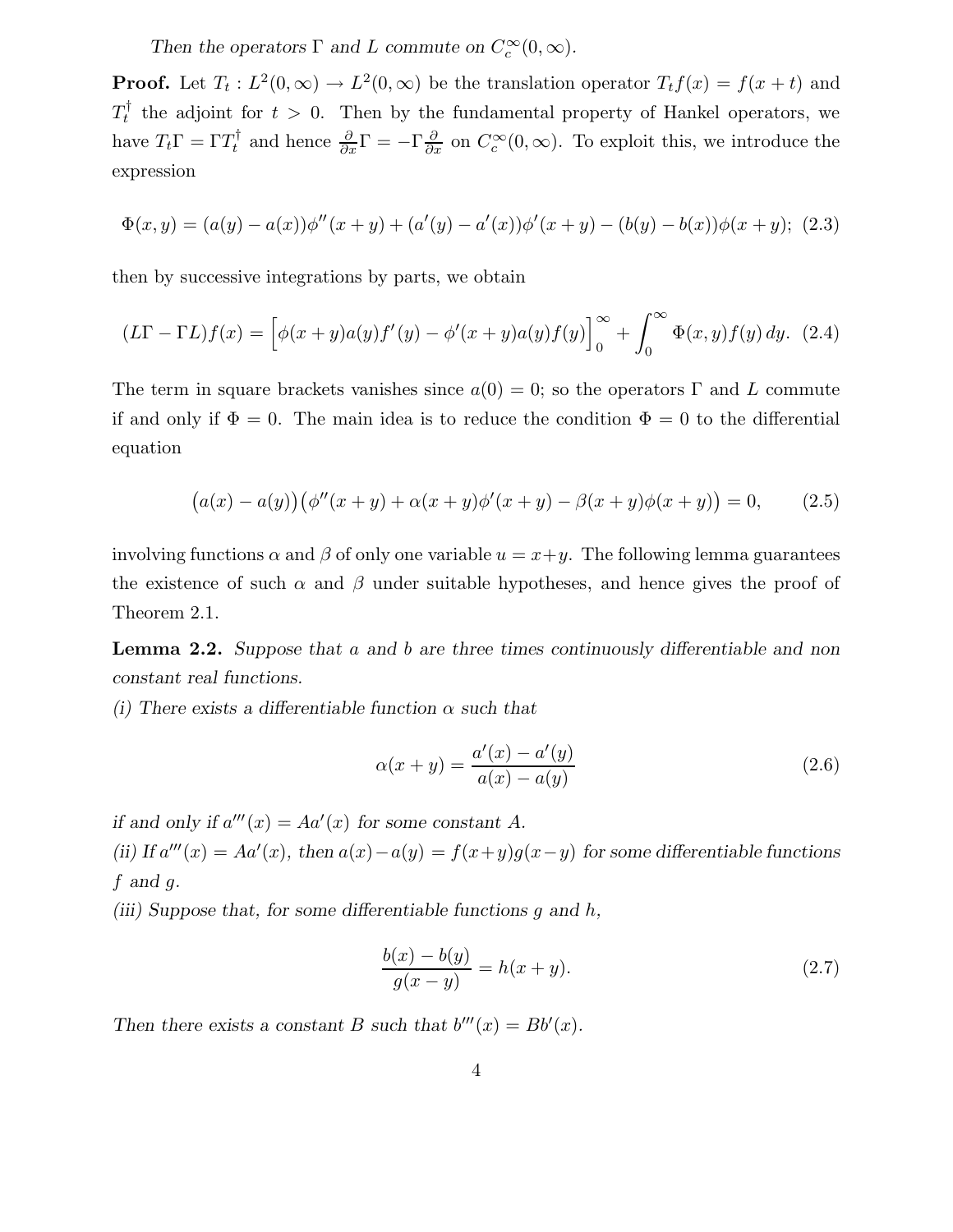*Then the operators $\Gamma$ and $L$ commute on $C_c^\infty(0,\infty)$.*

**Proof.** Let $T_t : L^2(0,\infty) \to L^2(0,\infty)$ be the translation operator $T_t f(x) = f(x+t)$ and $T_t^\dagger$ the adjoint for $t > 0$. Then by the fundamental property of Hankel operators, we have $T_t\Gamma = \Gamma T_t^\dagger$ and hence $\frac{\partial}{\partial x}\Gamma = -\Gamma\frac{\partial}{\partial x}$ on $C_c^\infty(0,\infty)$. To exploit this, we introduce the expression

$$\Phi(x,y) = (a(y)-a(x))\phi''(x+y) + (a'(y)-a'(x))\phi'(x+y) - (b(y)-b(x))\phi(x+y); \tag{2.3}$$

then by successive integrations by parts, we obtain

$$(L\Gamma - \Gamma L)f(x) = \Big[\phi(x+y)a(y)f'(y) - \phi'(x+y)a(y)f(y)\Big]_0^\infty + \int_0^\infty \Phi(x,y)f(y)\,dy. \tag{2.4}$$

The term in square brackets vanishes since $a(0) = 0$; so the operators $\Gamma$ and $L$ commute if and only if $\Phi = 0$. The main idea is to reduce the condition $\Phi = 0$ to the differential equation

$$\big(a(x)-a(y)\big)\big(\phi''(x+y) + \alpha(x+y)\phi'(x+y) - \beta(x+y)\phi(x+y)\big) = 0, \tag{2.5}$$

involving functions $\alpha$ and $\beta$ of only one variable $u = x+y$. The following lemma guarantees the existence of such $\alpha$ and $\beta$ under suitable hypotheses, and hence gives the proof of Theorem 2.1.

**Lemma 2.2.** *Suppose that $a$ and $b$ are three times continuously differentiable and non constant real functions.*

*(i) There exists a differentiable function $\alpha$ such that*

$$\alpha(x+y) = \frac{a'(x)-a'(y)}{a(x)-a(y)} \tag{2.6}$$

*if and only if $a'''(x) = Aa'(x)$ for some constant $A$.*

*(ii) If $a'''(x) = Aa'(x)$, then $a(x)-a(y) = f(x+y)g(x-y)$ for some differentiable functions $f$ and $g$.*

*(iii) Suppose that, for some differentiable functions $g$ and $h$,*

$$\frac{b(x)-b(y)}{g(x-y)} = h(x+y). \tag{2.7}$$

*Then there exists a constant $B$ such that $b'''(x) = Bb'(x)$.*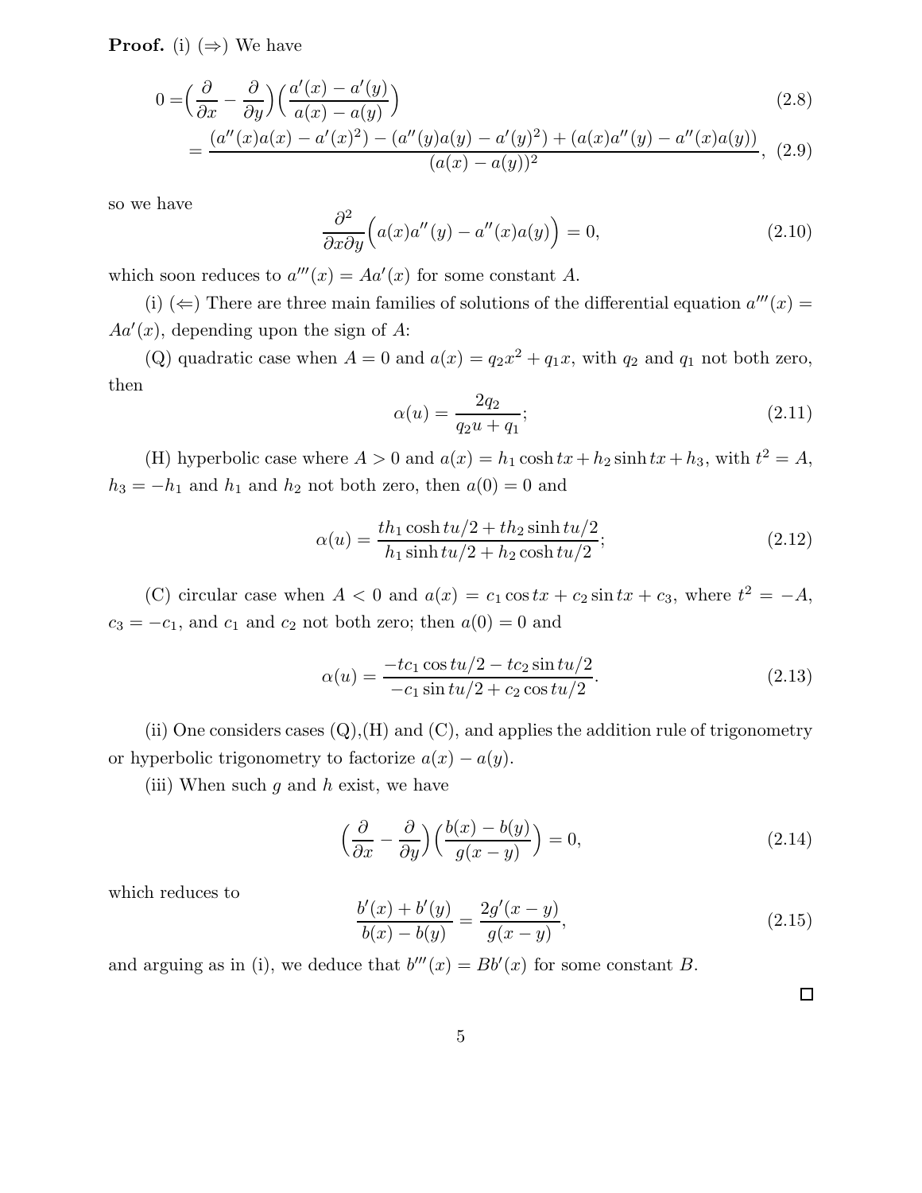**Proof.** (i) (⇒) We have

$$0 = \Big(\frac{\partial}{\partial x} - \frac{\partial}{\partial y}\Big)\Big(\frac{a'(x) - a'(y)}{a(x) - a(y)}\Big) \tag{2.8}$$

$$= \frac{(a''(x)a(x) - a'(x)^2) - (a''(y)a(y) - a'(y)^2) + (a(x)a''(y) - a''(x)a(y))}{(a(x) - a(y))^2}, \tag{2.9}$$

so we have

$$\frac{\partial^2}{\partial x \partial y}\Big(a(x)a''(y) - a''(x)a(y)\Big) = 0, \tag{2.10}$$

which soon reduces to $a'''(x) = Aa'(x)$ for some constant $A$.

(i) (⇐) There are three main families of solutions of the differential equation $a'''(x) = Aa'(x)$, depending upon the sign of $A$:

(Q) quadratic case when $A = 0$ and $a(x) = q_2x^2 + q_1x$, with $q_2$ and $q_1$ not both zero, then

$$\alpha(u) = \frac{2q_2}{q_2u + q_1}; \tag{2.11}$$

(H) hyperbolic case where $A > 0$ and $a(x) = h_1 \cosh tx + h_2 \sinh tx + h_3$, with $t^2 = A$, $h_3 = -h_1$ and $h_1$ and $h_2$ not both zero, then $a(0) = 0$ and

$$\alpha(u) = \frac{th_1 \cosh tu/2 + th_2 \sinh tu/2}{h_1 \sinh tu/2 + h_2 \cosh tu/2}; \tag{2.12}$$

(C) circular case when $A < 0$ and $a(x) = c_1 \cos tx + c_2 \sin tx + c_3$, where $t^2 = -A$, $c_3 = -c_1$, and $c_1$ and $c_2$ not both zero; then $a(0) = 0$ and

$$\alpha(u) = \frac{-tc_1 \cos tu/2 - tc_2 \sin tu/2}{-c_1 \sin tu/2 + c_2 \cos tu/2}. \tag{2.13}$$

(ii) One considers cases (Q),(H) and (C), and applies the addition rule of trigonometry or hyperbolic trigonometry to factorize $a(x) - a(y)$.

(iii) When such $g$ and $h$ exist, we have

$$\Big(\frac{\partial}{\partial x} - \frac{\partial}{\partial y}\Big)\Big(\frac{b(x) - b(y)}{g(x - y)}\Big) = 0, \tag{2.14}$$

which reduces to

$$\frac{b'(x) + b'(y)}{b(x) - b(y)} = \frac{2g'(x - y)}{g(x - y)}, \tag{2.15}$$

and arguing as in (i), we deduce that $b'''(x) = Bb'(x)$ for some constant $B$.

□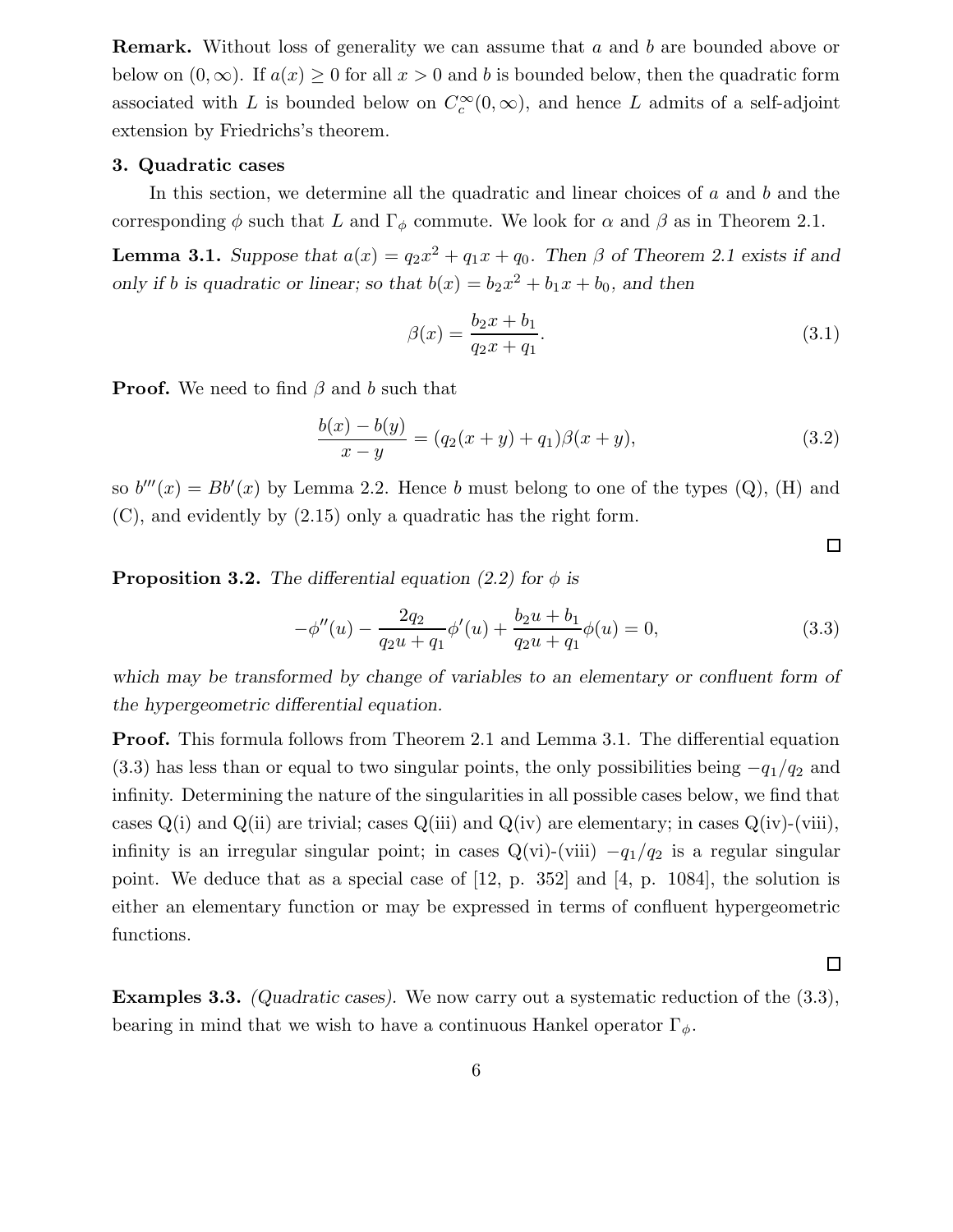**Remark.** Without loss of generality we can assume that $a$ and $b$ are bounded above or below on $(0, \infty)$. If $a(x) \geq 0$ for all $x > 0$ and $b$ is bounded below, then the quadratic form associated with $L$ is bounded below on $C_c^\infty(0, \infty)$, and hence $L$ admits of a self-adjoint extension by Friedrichs's theorem.

## 3. Quadratic cases

In this section, we determine all the quadratic and linear choices of $a$ and $b$ and the corresponding $\phi$ such that $L$ and $\Gamma_\phi$ commute. We look for $\alpha$ and $\beta$ as in Theorem 2.1.

**Lemma 3.1.** *Suppose that $a(x) = q_2 x^2 + q_1 x + q_0$. Then $\beta$ of Theorem 2.1 exists if and only if $b$ is quadratic or linear; so that $b(x) = b_2 x^2 + b_1 x + b_0$, and then*

$$\beta(x) = \frac{b_2 x + b_1}{q_2 x + q_1}. \tag{3.1}$$

**Proof.** We need to find $\beta$ and $b$ such that

$$\frac{b(x) - b(y)}{x - y} = (q_2(x + y) + q_1)\beta(x + y), \tag{3.2}$$

so $b'''(x) = Bb'(x)$ by Lemma 2.2. Hence $b$ must belong to one of the types (Q), (H) and (C), and evidently by (2.15) only a quadratic has the right form.

□

**Proposition 3.2.** *The differential equation (2.2) for $\phi$ is*

$$-\phi''(u) - \frac{2q_2}{q_2 u + q_1}\phi'(u) + \frac{b_2 u + b_1}{q_2 u + q_1}\phi(u) = 0, \tag{3.3}$$

*which may be transformed by change of variables to an elementary or confluent form of the hypergeometric differential equation.*

**Proof.** This formula follows from Theorem 2.1 and Lemma 3.1. The differential equation (3.3) has less than or equal to two singular points, the only possibilities being $-q_1/q_2$ and infinity. Determining the nature of the singularities in all possible cases below, we find that cases Q(i) and Q(ii) are trivial; cases Q(iii) and Q(iv) are elementary; in cases Q(iv)-(viii), infinity is an irregular singular point; in cases Q(vi)-(viii) $-q_1/q_2$ is a regular singular point. We deduce that as a special case of [12, p. 352] and [4, p. 1084], the solution is either an elementary function or may be expressed in terms of confluent hypergeometric functions.

□

**Examples 3.3.** *(Quadratic cases).* We now carry out a systematic reduction of the (3.3), bearing in mind that we wish to have a continuous Hankel operator $\Gamma_\phi$.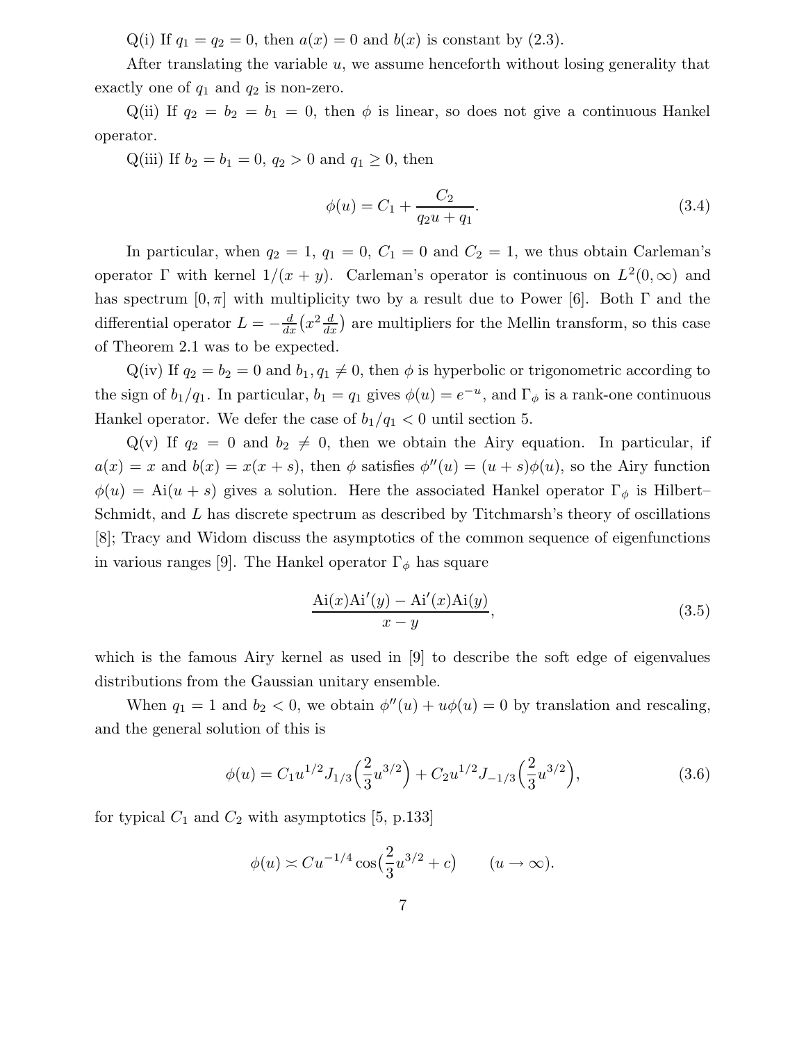Q(i) If $q_1 = q_2 = 0$, then $a(x) = 0$ and $b(x)$ is constant by (2.3).

After translating the variable $u$, we assume henceforth without losing generality that exactly one of $q_1$ and $q_2$ is non-zero.

Q(ii) If $q_2 = b_2 = b_1 = 0$, then $\phi$ is linear, so does not give a continuous Hankel operator.

Q(iii) If $b_2 = b_1 = 0$, $q_2 > 0$ and $q_1 \geq 0$, then

$$\phi(u) = C_1 + \frac{C_2}{q_2 u + q_1}. \tag{3.4}$$

In particular, when $q_2 = 1$, $q_1 = 0$, $C_1 = 0$ and $C_2 = 1$, we thus obtain Carleman's operator $\Gamma$ with kernel $1/(x+y)$. Carleman's operator is continuous on $L^2(0,\infty)$ and has spectrum $[0,\pi]$ with multiplicity two by a result due to Power [6]. Both $\Gamma$ and the differential operator $L = -\frac{d}{dx}\big(x^2 \frac{d}{dx}\big)$ are multipliers for the Mellin transform, so this case of Theorem 2.1 was to be expected.

Q(iv) If $q_2 = b_2 = 0$ and $b_1, q_1 \neq 0$, then $\phi$ is hyperbolic or trigonometric according to the sign of $b_1/q_1$. In particular, $b_1 = q_1$ gives $\phi(u) = e^{-u}$, and $\Gamma_\phi$ is a rank-one continuous Hankel operator. We defer the case of $b_1/q_1 < 0$ until section 5.

Q(v) If $q_2 = 0$ and $b_2 \neq 0$, then we obtain the Airy equation. In particular, if $a(x) = x$ and $b(x) = x(x+s)$, then $\phi$ satisfies $\phi''(u) = (u+s)\phi(u)$, so the Airy function $\phi(u) = \mathrm{Ai}(u+s)$ gives a solution. Here the associated Hankel operator $\Gamma_\phi$ is Hilbert–Schmidt, and $L$ has discrete spectrum as described by Titchmarsh's theory of oscillations [8]; Tracy and Widom discuss the asymptotics of the common sequence of eigenfunctions in various ranges [9]. The Hankel operator $\Gamma_\phi$ has square

$$\frac{\mathrm{Ai}(x)\mathrm{Ai}'(y) - \mathrm{Ai}'(x)\mathrm{Ai}(y)}{x-y}, \tag{3.5}$$

which is the famous Airy kernel as used in [9] to describe the soft edge of eigenvalues distributions from the Gaussian unitary ensemble.

When $q_1 = 1$ and $b_2 < 0$, we obtain $\phi''(u) + u\phi(u) = 0$ by translation and rescaling, and the general solution of this is

$$\phi(u) = C_1 u^{1/2} J_{1/3}\Big(\frac{2}{3}u^{3/2}\Big) + C_2 u^{1/2} J_{-1/3}\Big(\frac{2}{3}u^{3/2}\Big), \tag{3.6}$$

for typical $C_1$ and $C_2$ with asymptotics [5, p.133]

$$\phi(u) \asymp C u^{-1/4} \cos\big(\frac{2}{3}u^{3/2} + c\big) \qquad (u \to \infty).$$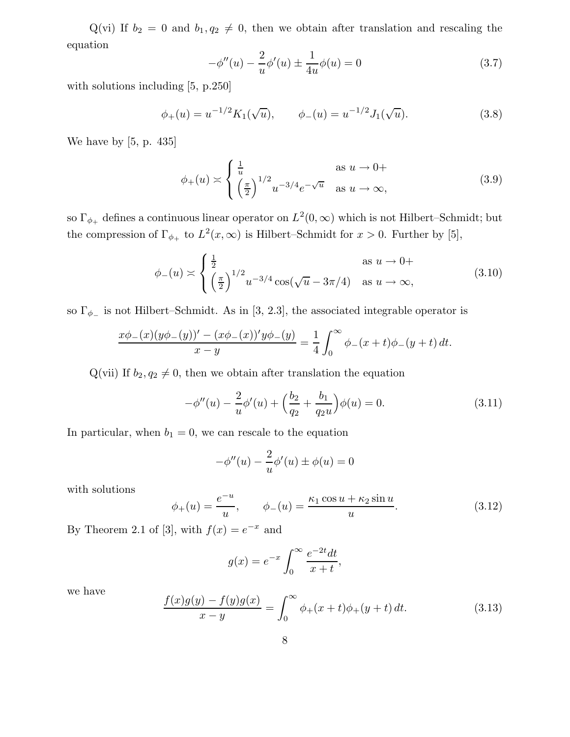Q(vi) If $b_2 = 0$ and $b_1, q_2 \neq 0$, then we obtain after translation and rescaling the equation

$$-\phi''(u) - \frac{2}{u}\phi'(u) \pm \frac{1}{4u}\phi(u) = 0 \tag{3.7}$$

with solutions including [5, p.250]

$$\phi_+(u) = u^{-1/2}K_1(\sqrt{u}), \qquad \phi_-(u) = u^{-1/2}J_1(\sqrt{u}). \tag{3.8}$$

We have by [5, p. 435]

$$\phi_+(u) \asymp \begin{cases} \frac{1}{u} & \text{as } u \to 0+ \\ \left(\frac{\pi}{2}\right)^{1/2} u^{-3/4} e^{-\sqrt{u}} & \text{as } u \to \infty, \end{cases} \tag{3.9}$$

so $\Gamma_{\phi_+}$ defines a continuous linear operator on $L^2(0,\infty)$ which is not Hilbert–Schmidt; but the compression of $\Gamma_{\phi_+}$ to $L^2(x,\infty)$ is Hilbert–Schmidt for $x > 0$. Further by [5],

$$\phi_-(u) \asymp \begin{cases} \frac{1}{2} & \text{as } u \to 0+ \\ \left(\frac{\pi}{2}\right)^{1/2} u^{-3/4} \cos(\sqrt{u} - 3\pi/4) & \text{as } u \to \infty, \end{cases} \tag{3.10}$$

so $\Gamma_{\phi_-}$ is not Hilbert–Schmidt. As in [3, 2.3], the associated integrable operator is

$$\frac{x\phi_-(x)(y\phi_-(y))' - (x\phi_-(x))' y\phi_-(y)}{x-y} = \frac{1}{4}\int_0^\infty \phi_-(x+t)\phi_-(y+t)\,dt.$$

Q(vii) If $b_2, q_2 \neq 0$, then we obtain after translation the equation

$$-\phi''(u) - \frac{2}{u}\phi'(u) + \Big(\frac{b_2}{q_2} + \frac{b_1}{q_2 u}\Big)\phi(u) = 0. \tag{3.11}$$

In particular, when $b_1 = 0$, we can rescale to the equation

$$-\phi''(u) - \frac{2}{u}\phi'(u) \pm \phi(u) = 0$$

with solutions

$$\phi_+(u) = \frac{e^{-u}}{u}, \qquad \phi_-(u) = \frac{\kappa_1 \cos u + \kappa_2 \sin u}{u}. \tag{3.12}$$

By Theorem 2.1 of [3], with $f(x) = e^{-x}$ and

$$g(x) = e^{-x}\int_0^\infty \frac{e^{-2t}dt}{x+t},$$

we have

$$\frac{f(x)g(y) - f(y)g(x)}{x-y} = \int_0^\infty \phi_+(x+t)\phi_+(y+t)\,dt. \tag{3.13}$$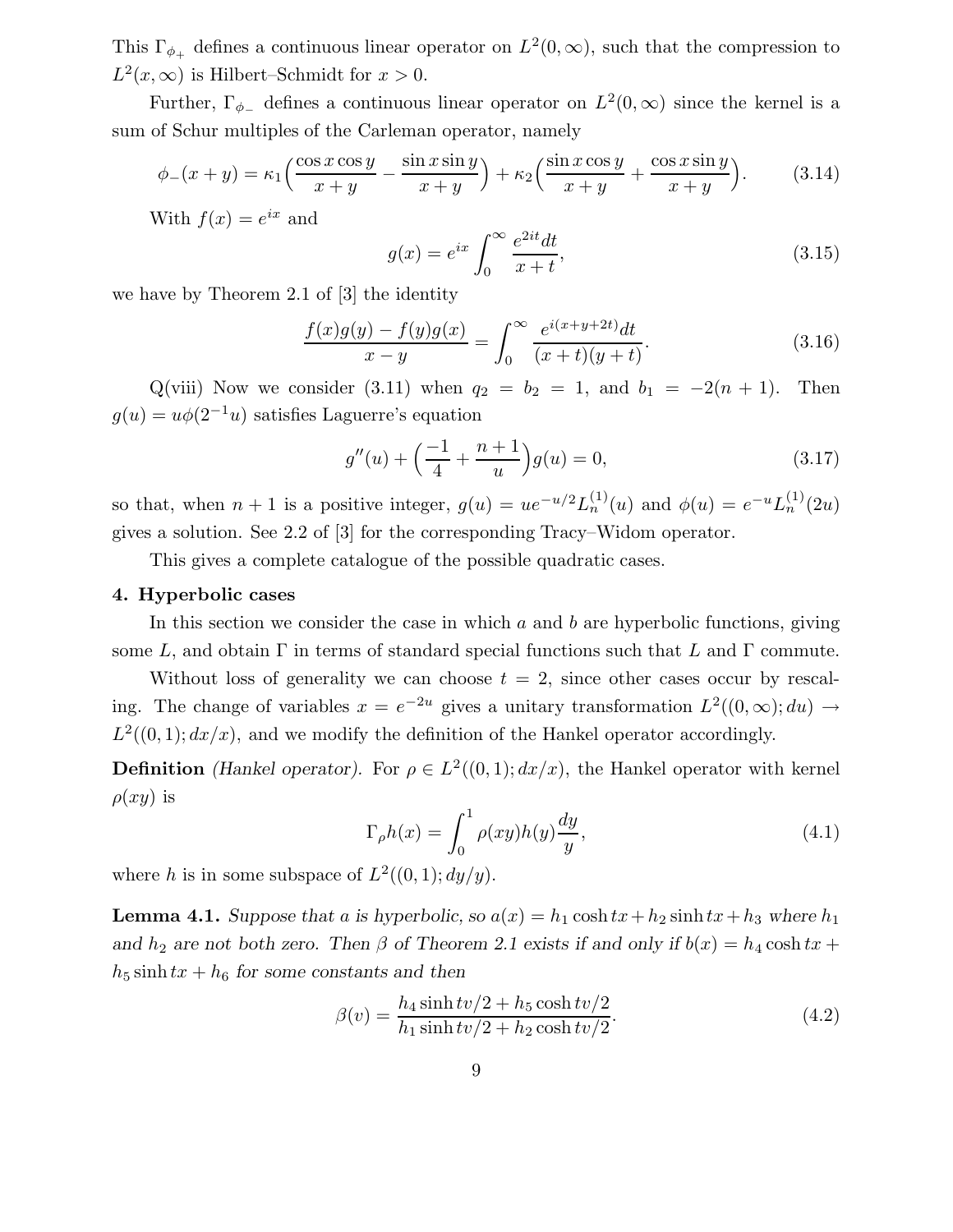This $\Gamma_{\phi_+}$ defines a continuous linear operator on $L^2(0,\infty)$, such that the compression to $L^2(x,\infty)$ is Hilbert–Schmidt for $x>0$.

Further, $\Gamma_{\phi_-}$ defines a continuous linear operator on $L^2(0,\infty)$ since the kernel is a sum of Schur multiples of the Carleman operator, namely

$$\phi_-(x+y)=\kappa_1\Big(\frac{\cos x\cos y}{x+y}-\frac{\sin x\sin y}{x+y}\Big)+\kappa_2\Big(\frac{\sin x\cos y}{x+y}+\frac{\cos x\sin y}{x+y}\Big). \tag{3.14}$$

With $f(x)=e^{ix}$ and

$$g(x)=e^{ix}\int_0^\infty \frac{e^{2it}dt}{x+t}, \tag{3.15}$$

we have by Theorem 2.1 of [3] the identity

$$\frac{f(x)g(y)-f(y)g(x)}{x-y}=\int_0^\infty \frac{e^{i(x+y+2t)}dt}{(x+t)(y+t)}. \tag{3.16}$$

Q(viii) Now we consider (3.11) when $q_2=b_2=1$, and $b_1=-2(n+1)$. Then $g(u)=u\phi(2^{-1}u)$ satisfies Laguerre's equation

$$g''(u)+\Big(\frac{-1}{4}+\frac{n+1}{u}\Big)g(u)=0, \tag{3.17}$$

so that, when $n+1$ is a positive integer, $g(u)=ue^{-u/2}L_n^{(1)}(u)$ and $\phi(u)=e^{-u}L_n^{(1)}(2u)$ gives a solution. See 2.2 of [3] for the corresponding Tracy–Widom operator.

This gives a complete catalogue of the possible quadratic cases.

## 4. Hyperbolic cases

In this section we consider the case in which $a$ and $b$ are hyperbolic functions, giving some $L$, and obtain $\Gamma$ in terms of standard special functions such that $L$ and $\Gamma$ commute.

Without loss of generality we can choose $t=2$, since other cases occur by rescaling. The change of variables $x=e^{-2u}$ gives a unitary transformation $L^2((0,\infty);du)\to L^2((0,1);dx/x)$, and we modify the definition of the Hankel operator accordingly.

**Definition** *(Hankel operator).* For $\rho\in L^2((0,1);dx/x)$, the Hankel operator with kernel $\rho(xy)$ is

$$\Gamma_\rho h(x)=\int_0^1\rho(xy)h(y)\frac{dy}{y}, \tag{4.1}$$

where $h$ is in some subspace of $L^2((0,1);dy/y)$.

**Lemma 4.1.** *Suppose that $a$ is hyperbolic, so $a(x)=h_1\cosh tx+h_2\sinh tx+h_3$ where $h_1$ and $h_2$ are not both zero. Then $\beta$ of Theorem 2.1 exists if and only if $b(x)=h_4\cosh tx+h_5\sinh tx+h_6$ for some constants and then*

$$\beta(v)=\frac{h_4\sinh tv/2+h_5\cosh tv/2}{h_1\sinh tv/2+h_2\cosh tv/2}. \tag{4.2}$$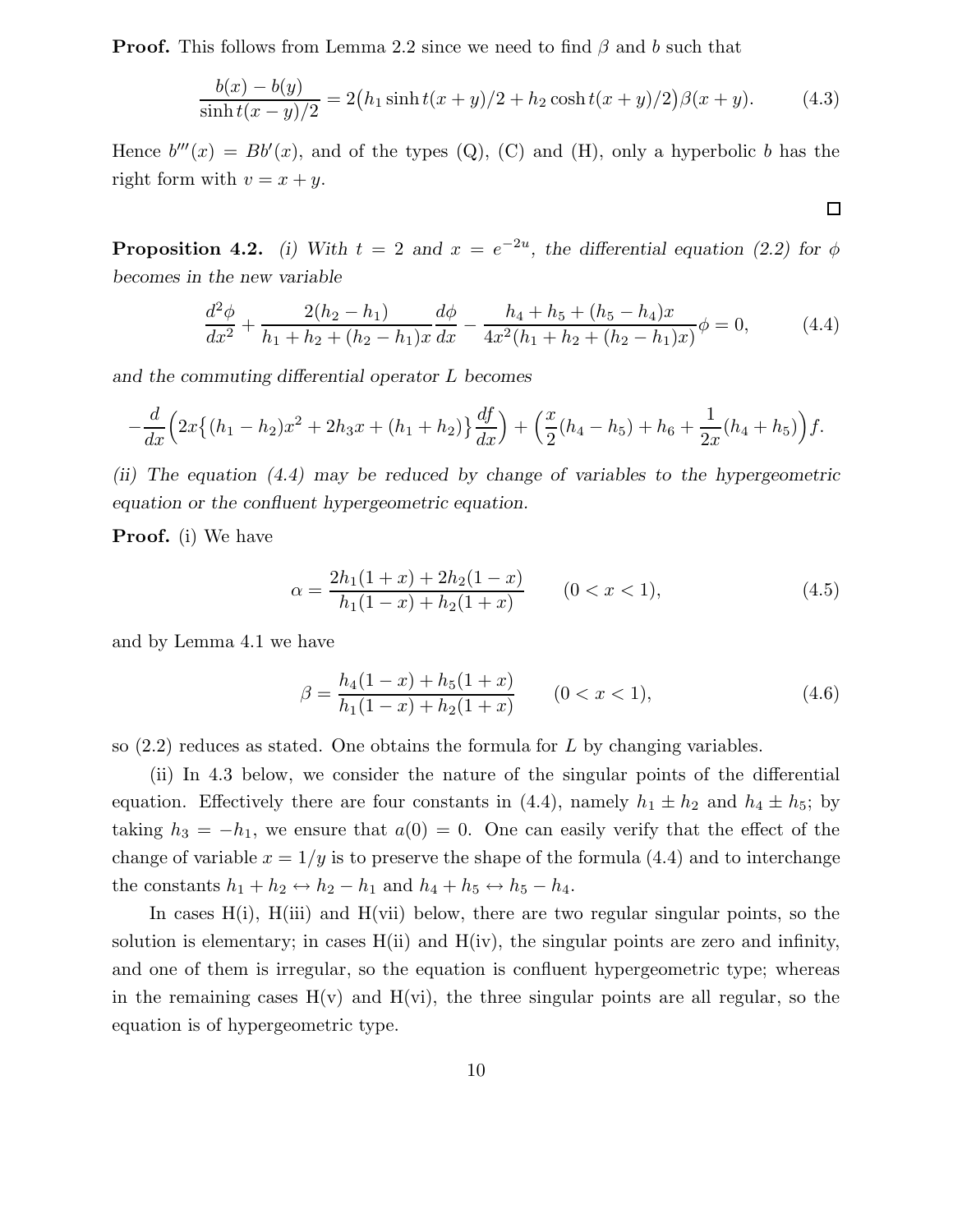**Proof.** This follows from Lemma 2.2 since we need to find $\beta$ and $b$ such that

$$\frac{b(x)-b(y)}{\sinh t(x-y)/2} = 2\big(h_1 \sinh t(x+y)/2 + h_2 \cosh t(x+y)/2\big)\beta(x+y). \tag{4.3}$$

Hence $b'''(x) = Bb'(x)$, and of the types (Q), (C) and (H), only a hyperbolic $b$ has the right form with $v = x+y$.

□

**Proposition 4.2.** *(i) With $t=2$ and $x = e^{-2u}$, the differential equation (2.2) for $\phi$ becomes in the new variable*

$$\frac{d^2\phi}{dx^2} + \frac{2(h_2-h_1)}{h_1+h_2+(h_2-h_1)x}\frac{d\phi}{dx} - \frac{h_4+h_5+(h_5-h_4)x}{4x^2(h_1+h_2+(h_2-h_1)x)}\phi = 0, \tag{4.4}$$

*and the commuting differential operator $L$ becomes*

$$-\frac{d}{dx}\Big(2x\big\{(h_1-h_2)x^2+2h_3x+(h_1+h_2)\big\}\frac{df}{dx}\Big) + \Big(\frac{x}{2}(h_4-h_5)+h_6+\frac{1}{2x}(h_4+h_5)\Big)f.$$

*(ii) The equation (4.4) may be reduced by change of variables to the hypergeometric equation or the confluent hypergeometric equation.*

**Proof.** (i) We have

$$\alpha = \frac{2h_1(1+x)+2h_2(1-x)}{h_1(1-x)+h_2(1+x)} \qquad (0<x<1), \tag{4.5}$$

and by Lemma 4.1 we have

$$\beta = \frac{h_4(1-x)+h_5(1+x)}{h_1(1-x)+h_2(1+x)} \qquad (0<x<1), \tag{4.6}$$

so (2.2) reduces as stated. One obtains the formula for $L$ by changing variables.

(ii) In 4.3 below, we consider the nature of the singular points of the differential equation. Effectively there are four constants in (4.4), namely $h_1 \pm h_2$ and $h_4 \pm h_5$; by taking $h_3 = -h_1$, we ensure that $a(0) = 0$. One can easily verify that the effect of the change of variable $x = 1/y$ is to preserve the shape of the formula (4.4) and to interchange the constants $h_1 + h_2 \leftrightarrow h_2 - h_1$ and $h_4 + h_5 \leftrightarrow h_5 - h_4$.

In cases H(i), H(iii) and H(vii) below, there are two regular singular points, so the solution is elementary; in cases H(ii) and H(iv), the singular points are zero and infinity, and one of them is irregular, so the equation is confluent hypergeometric type; whereas in the remaining cases H(v) and H(vi), the three singular points are all regular, so the equation is of hypergeometric type.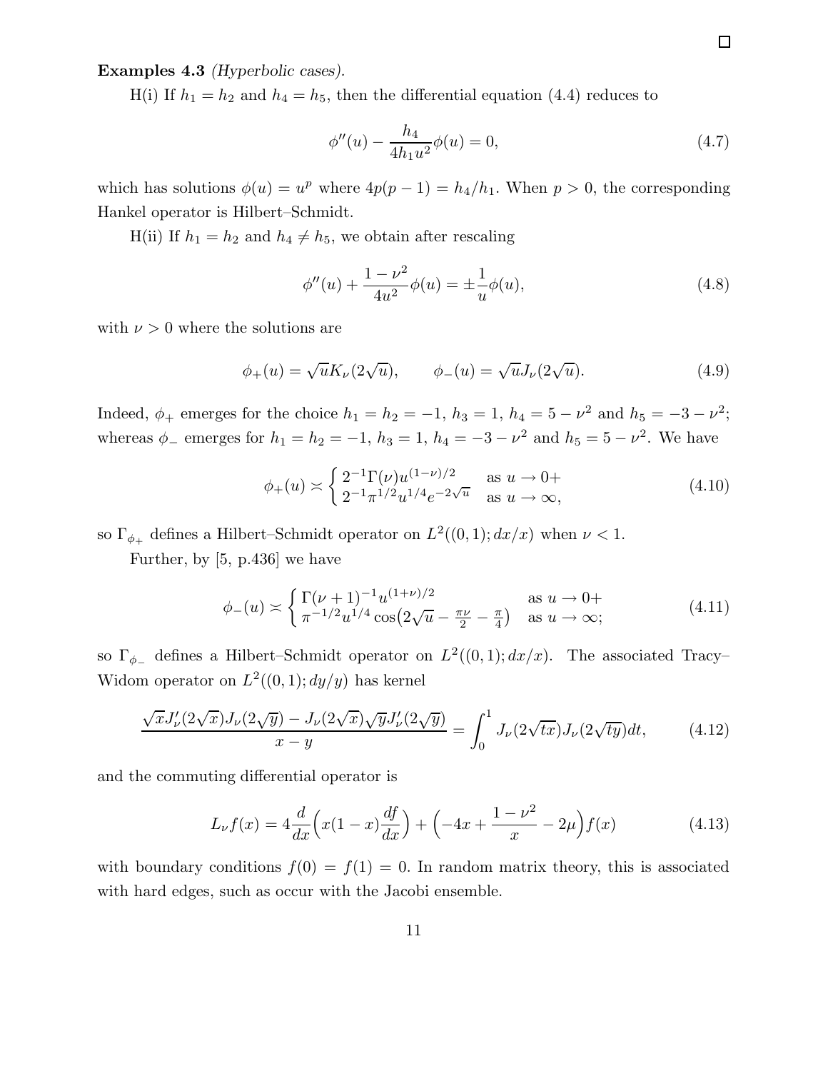$\square$

**Examples 4.3** *(Hyperbolic cases).*

H(i) If $h_1 = h_2$ and $h_4 = h_5$, then the differential equation (4.4) reduces to

$$\phi''(u) - \frac{h_4}{4h_1 u^2}\phi(u) = 0, \tag{4.7}$$

which has solutions $\phi(u) = u^p$ where $4p(p-1) = h_4/h_1$. When $p > 0$, the corresponding Hankel operator is Hilbert–Schmidt.

H(ii) If $h_1 = h_2$ and $h_4 \neq h_5$, we obtain after rescaling

$$\phi''(u) + \frac{1-\nu^2}{4u^2}\phi(u) = \pm\frac{1}{u}\phi(u), \tag{4.8}$$

with $\nu > 0$ where the solutions are

$$\phi_+(u) = \sqrt{u}K_\nu(2\sqrt{u}), \qquad \phi_-(u) = \sqrt{u}J_\nu(2\sqrt{u}). \tag{4.9}$$

Indeed, $\phi_+$ emerges for the choice $h_1 = h_2 = -1$, $h_3 = 1$, $h_4 = 5 - \nu^2$ and $h_5 = -3 - \nu^2$; whereas $\phi_-$ emerges for $h_1 = h_2 = -1$, $h_3 = 1$, $h_4 = -3 - \nu^2$ and $h_5 = 5 - \nu^2$. We have

$$\phi_+(u) \asymp \begin{cases} 2^{-1}\Gamma(\nu)u^{(1-\nu)/2} & \text{as } u \to 0+ \\ 2^{-1}\pi^{1/2}u^{1/4}e^{-2\sqrt{u}} & \text{as } u \to \infty, \end{cases} \tag{4.10}$$

so $\Gamma_{\phi_+}$ defines a Hilbert–Schmidt operator on $L^2((0,1); dx/x)$ when $\nu < 1$.

Further, by [5, p.436] we have

$$\phi_-(u) \asymp \begin{cases} \Gamma(\nu+1)^{-1}u^{(1+\nu)/2} & \text{as } u \to 0+ \\ \pi^{-1/2}u^{1/4}\cos\bigl(2\sqrt{u} - \frac{\pi\nu}{2} - \frac{\pi}{4}\bigr) & \text{as } u \to \infty; \end{cases} \tag{4.11}$$

so $\Gamma_{\phi_-}$ defines a Hilbert–Schmidt operator on $L^2((0,1); dx/x)$. The associated Tracy–Widom operator on $L^2((0,1); dy/y)$ has kernel

$$\frac{\sqrt{x}J_\nu'(2\sqrt{x})J_\nu(2\sqrt{y}) - J_\nu(2\sqrt{x})\sqrt{y}J_\nu'(2\sqrt{y})}{x - y} = \int_0^1 J_\nu(2\sqrt{tx})J_\nu(2\sqrt{ty})dt, \tag{4.12}$$

and the commuting differential operator is

$$L_\nu f(x) = 4\frac{d}{dx}\Bigl(x(1-x)\frac{df}{dx}\Bigr) + \Bigl(-4x + \frac{1-\nu^2}{x} - 2\mu\Bigr)f(x) \tag{4.13}$$

with boundary conditions $f(0) = f(1) = 0$. In random matrix theory, this is associated with hard edges, such as occur with the Jacobi ensemble.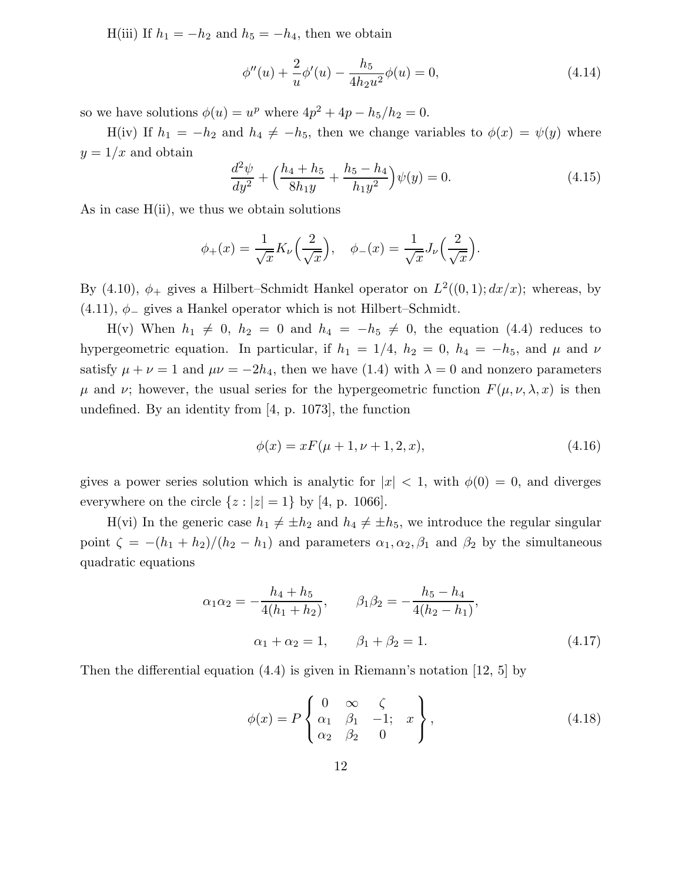H(iii) If $h_1 = -h_2$ and $h_5 = -h_4$, then we obtain

$$\phi''(u) + \frac{2}{u}\phi'(u) - \frac{h_5}{4h_2 u^2}\phi(u) = 0, \tag{4.14}$$

so we have solutions $\phi(u) = u^p$ where $4p^2 + 4p - h_5/h_2 = 0$.

H(iv) If $h_1 = -h_2$ and $h_4 \neq -h_5$, then we change variables to $\phi(x) = \psi(y)$ where $y = 1/x$ and obtain

$$\frac{d^2\psi}{dy^2} + \Big(\frac{h_4 + h_5}{8h_1 y} + \frac{h_5 - h_4}{h_1 y^2}\Big)\psi(y) = 0. \tag{4.15}$$

As in case H(ii), we thus we obtain solutions

$$\phi_+(x) = \frac{1}{\sqrt{x}} K_\nu\Big(\frac{2}{\sqrt{x}}\Big), \quad \phi_-(x) = \frac{1}{\sqrt{x}} J_\nu\Big(\frac{2}{\sqrt{x}}\Big).$$

By (4.10), $\phi_+$ gives a Hilbert–Schmidt Hankel operator on $L^2((0,1); dx/x)$; whereas, by (4.11), $\phi_-$ gives a Hankel operator which is not Hilbert–Schmidt.

H(v) When $h_1 \neq 0$, $h_2 = 0$ and $h_4 = -h_5 \neq 0$, the equation (4.4) reduces to hypergeometric equation. In particular, if $h_1 = 1/4$, $h_2 = 0$, $h_4 = -h_5$, and $\mu$ and $\nu$ satisfy $\mu + \nu = 1$ and $\mu\nu = -2h_4$, then we have (1.4) with $\lambda = 0$ and nonzero parameters $\mu$ and $\nu$; however, the usual series for the hypergeometric function $F(\mu, \nu, \lambda, x)$ is then undefined. By an identity from [4, p. 1073], the function

$$\phi(x) = xF(\mu + 1, \nu + 1, 2, x), \tag{4.16}$$

gives a power series solution which is analytic for $|x| < 1$, with $\phi(0) = 0$, and diverges everywhere on the circle $\{z : |z| = 1\}$ by [4, p. 1066].

H(vi) In the generic case $h_1 \neq \pm h_2$ and $h_4 \neq \pm h_5$, we introduce the regular singular point $\zeta = -(h_1 + h_2)/(h_2 - h_1)$ and parameters $\alpha_1, \alpha_2, \beta_1$ and $\beta_2$ by the simultaneous quadratic equations

$$\alpha_1\alpha_2 = -\frac{h_4 + h_5}{4(h_1 + h_2)}, \qquad \beta_1\beta_2 = -\frac{h_5 - h_4}{4(h_2 - h_1)},$$
$$\alpha_1 + \alpha_2 = 1, \qquad \beta_1 + \beta_2 = 1. \tag{4.17}$$

Then the differential equation (4.4) is given in Riemann's notation [12, 5] by

$$\phi(x) = P\left\{ \begin{matrix} 0 & \infty & \zeta & \\ \alpha_1 & \beta_1 & -1; & x \\ \alpha_2 & \beta_2 & 0 & \end{matrix} \right\}, \tag{4.18}$$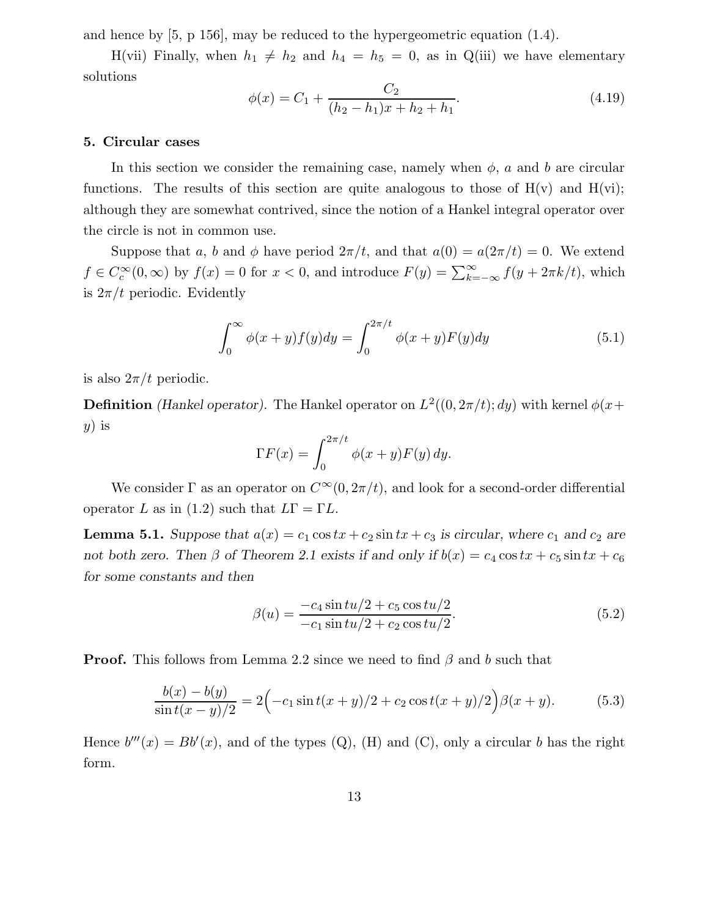and hence by [5, p 156], may be reduced to the hypergeometric equation (1.4).

H(vii) Finally, when $h_1 \neq h_2$ and $h_4 = h_5 = 0$, as in Q(iii) we have elementary solutions

$$\phi(x) = C_1 + \frac{C_2}{(h_2 - h_1)x + h_2 + h_1}. \tag{4.19}$$

## 5. Circular cases

In this section we consider the remaining case, namely when $\phi$, $a$ and $b$ are circular functions. The results of this section are quite analogous to those of H(v) and H(vi); although they are somewhat contrived, since the notion of a Hankel integral operator over the circle is not in common use.

Suppose that $a$, $b$ and $\phi$ have period $2\pi/t$, and that $a(0) = a(2\pi/t) = 0$. We extend $f \in C_c^\infty(0,\infty)$ by $f(x) = 0$ for $x < 0$, and introduce $F(y) = \sum_{k=-\infty}^{\infty} f(y + 2\pi k/t)$, which is $2\pi/t$ periodic. Evidently

$$\int_0^\infty \phi(x+y) f(y) dy = \int_0^{2\pi/t} \phi(x+y) F(y) dy \tag{5.1}$$

is also $2\pi/t$ periodic.

**Definition** *(Hankel operator).* The Hankel operator on $L^2((0, 2\pi/t); dy)$ with kernel $\phi(x+y)$ is

$$\Gamma F(x) = \int_0^{2\pi/t} \phi(x+y) F(y)\, dy.$$

We consider $\Gamma$ as an operator on $C^\infty(0, 2\pi/t)$, and look for a second-order differential operator $L$ as in (1.2) such that $L\Gamma = \Gamma L$.

**Lemma 5.1.** *Suppose that $a(x) = c_1 \cos tx + c_2 \sin tx + c_3$ is circular, where $c_1$ and $c_2$ are not both zero. Then $\beta$ of Theorem 2.1 exists if and only if $b(x) = c_4 \cos tx + c_5 \sin tx + c_6$ for some constants and then*

$$\beta(u) = \frac{-c_4 \sin tu/2 + c_5 \cos tu/2}{-c_1 \sin tu/2 + c_2 \cos tu/2}. \tag{5.2}$$

**Proof.** This follows from Lemma 2.2 since we need to find $\beta$ and $b$ such that

$$\frac{b(x) - b(y)}{\sin t(x-y)/2} = 2\Big(-c_1 \sin t(x+y)/2 + c_2 \cos t(x+y)/2\Big)\beta(x+y). \tag{5.3}$$

Hence $b'''(x) = Bb'(x)$, and of the types (Q), (H) and (C), only a circular $b$ has the right form.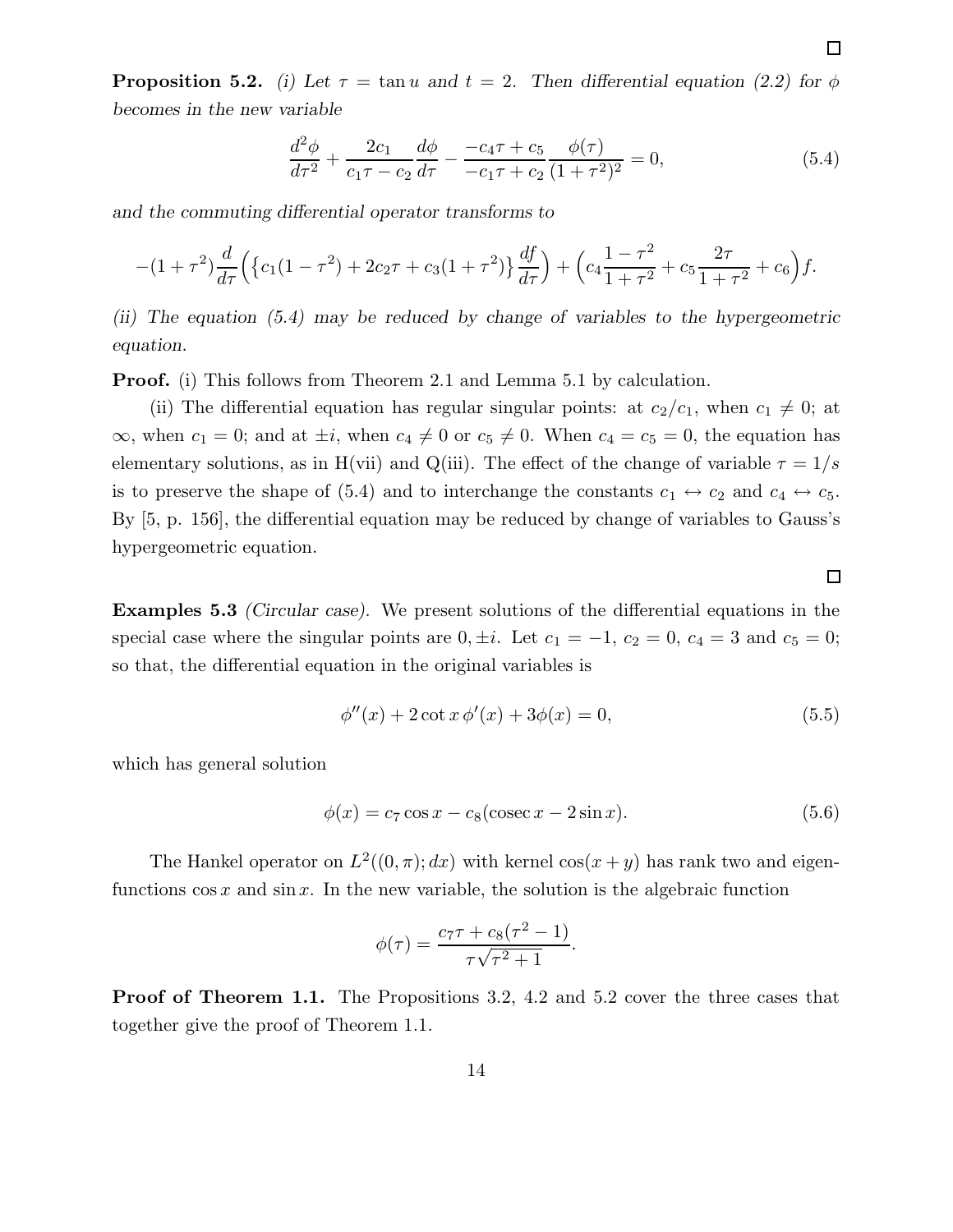□

**Proposition 5.2.** *(i) Let $\tau = \tan u$ and $t = 2$. Then differential equation (2.2) for $\phi$ becomes in the new variable*

$$\frac{d^2\phi}{d\tau^2} + \frac{2c_1}{c_1\tau - c_2}\frac{d\phi}{d\tau} - \frac{-c_4\tau + c_5}{-c_1\tau + c_2}\frac{\phi(\tau)}{(1+\tau^2)^2} = 0, \tag{5.4}$$

*and the commuting differential operator transforms to*

$$-(1+\tau^2)\frac{d}{d\tau}\Big(\big\{c_1(1-\tau^2) + 2c_2\tau + c_3(1+\tau^2)\big\}\frac{df}{d\tau}\Big) + \Big(c_4\frac{1-\tau^2}{1+\tau^2} + c_5\frac{2\tau}{1+\tau^2} + c_6\Big)f.$$

*(ii) The equation (5.4) may be reduced by change of variables to the hypergeometric equation.*

**Proof.** (i) This follows from Theorem 2.1 and Lemma 5.1 by calculation.

(ii) The differential equation has regular singular points: at $c_2/c_1$, when $c_1 \neq 0$; at $\infty$, when $c_1 = 0$; and at $\pm i$, when $c_4 \neq 0$ or $c_5 \neq 0$. When $c_4 = c_5 = 0$, the equation has elementary solutions, as in H(vii) and Q(iii). The effect of the change of variable $\tau = 1/s$ is to preserve the shape of (5.4) and to interchange the constants $c_1 \leftrightarrow c_2$ and $c_4 \leftrightarrow c_5$. By [5, p. 156], the differential equation may be reduced by change of variables to Gauss's hypergeometric equation.

□

**Examples 5.3** *(Circular case).* We present solutions of the differential equations in the special case where the singular points are $0, \pm i$. Let $c_1 = -1$, $c_2 = 0$, $c_4 = 3$ and $c_5 = 0$; so that, the differential equation in the original variables is

$$\phi''(x) + 2\cot x\,\phi'(x) + 3\phi(x) = 0, \tag{5.5}$$

which has general solution

$$\phi(x) = c_7\cos x - c_8(\operatorname{cosec} x - 2\sin x). \tag{5.6}$$

The Hankel operator on $L^2((0,\pi);dx)$ with kernel $\cos(x+y)$ has rank two and eigenfunctions $\cos x$ and $\sin x$. In the new variable, the solution is the algebraic function

$$\phi(\tau) = \frac{c_7\tau + c_8(\tau^2-1)}{\tau\sqrt{\tau^2+1}}.$$

**Proof of Theorem 1.1.** The Propositions 3.2, 4.2 and 5.2 cover the three cases that together give the proof of Theorem 1.1.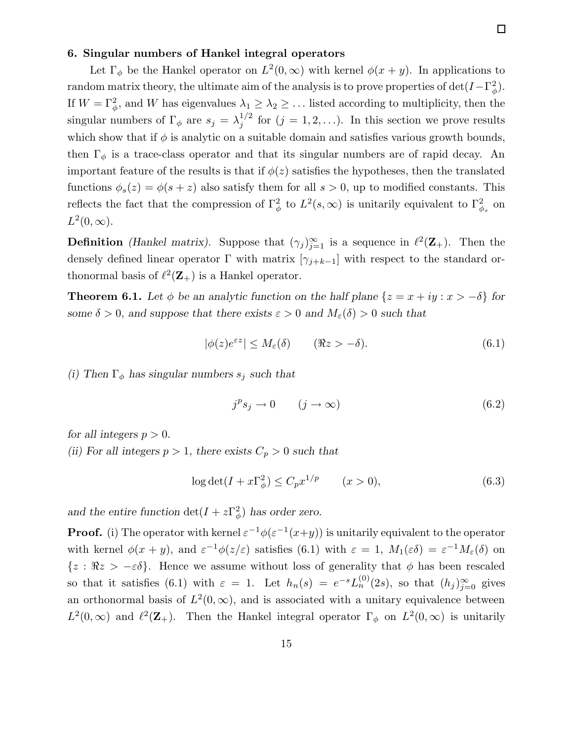□

## 6. Singular numbers of Hankel integral operators

Let $\Gamma_\phi$ be the Hankel operator on $L^2(0,\infty)$ with kernel $\phi(x+y)$. In applications to random matrix theory, the ultimate aim of the analysis is to prove properties of $\det(I-\Gamma_\phi^2)$. If $W=\Gamma_\phi^2$, and $W$ has eigenvalues $\lambda_1\geq\lambda_2\geq\dots$ listed according to multiplicity, then the singular numbers of $\Gamma_\phi$ are $s_j=\lambda_j^{1/2}$ for $(j=1,2,\dots)$. In this section we prove results which show that if $\phi$ is analytic on a suitable domain and satisfies various growth bounds, then $\Gamma_\phi$ is a trace-class operator and that its singular numbers are of rapid decay. An important feature of the results is that if $\phi(z)$ satisfies the hypotheses, then the translated functions $\phi_s(z)=\phi(s+z)$ also satisfy them for all $s>0$, up to modified constants. This reflects the fact that the compression of $\Gamma_\phi^2$ to $L^2(s,\infty)$ is unitarily equivalent to $\Gamma_{\phi_s}^2$ on $L^2(0,\infty)$.

**Definition** *(Hankel matrix).* Suppose that $(\gamma_j)_{j=1}^\infty$ is a sequence in $\ell^2(\mathbf{Z}_+)$. Then the densely defined linear operator $\Gamma$ with matrix $[\gamma_{j+k-1}]$ with respect to the standard orthonormal basis of $\ell^2(\mathbf{Z}_+)$ is a Hankel operator.

**Theorem 6.1.** *Let $\phi$ be an analytic function on the half plane $\{z=x+iy: x>-\delta\}$ for some $\delta>0$, and suppose that there exists $\varepsilon>0$ and $M_\varepsilon(\delta)>0$ such that*

$$|\phi(z)e^{\varepsilon z}|\leq M_\varepsilon(\delta)\qquad(\Re z>-\delta). \tag{6.1}$$

*(i) Then $\Gamma_\phi$ has singular numbers $s_j$ such that*

$$j^p s_j\to 0\qquad(j\to\infty) \tag{6.2}$$

*for all integers $p>0$.*
*(ii) For all integers $p>1$, there exists $C_p>0$ such that*

$$\log\det(I+x\Gamma_\phi^2)\leq C_p x^{1/p}\qquad(x>0), \tag{6.3}$$

*and the entire function $\det(I+z\Gamma_\phi^2)$ has order zero.*

**Proof.** (i) The operator with kernel $\varepsilon^{-1}\phi(\varepsilon^{-1}(x+y))$ is unitarily equivalent to the operator with kernel $\phi(x+y)$, and $\varepsilon^{-1}\phi(z/\varepsilon)$ satisfies (6.1) with $\varepsilon=1$, $M_1(\varepsilon\delta)=\varepsilon^{-1}M_\varepsilon(\delta)$ on $\{z:\Re z>-\varepsilon\delta\}$. Hence we assume without loss of generality that $\phi$ has been rescaled so that it satisfies (6.1) with $\varepsilon=1$. Let $h_n(s)=e^{-s}L_n^{(0)}(2s)$, so that $(h_j)_{j=0}^\infty$ gives an orthonormal basis of $L^2(0,\infty)$, and is associated with a unitary equivalence between $L^2(0,\infty)$ and $\ell^2(\mathbf{Z}_+)$. Then the Hankel integral operator $\Gamma_\phi$ on $L^2(0,\infty)$ is unitarily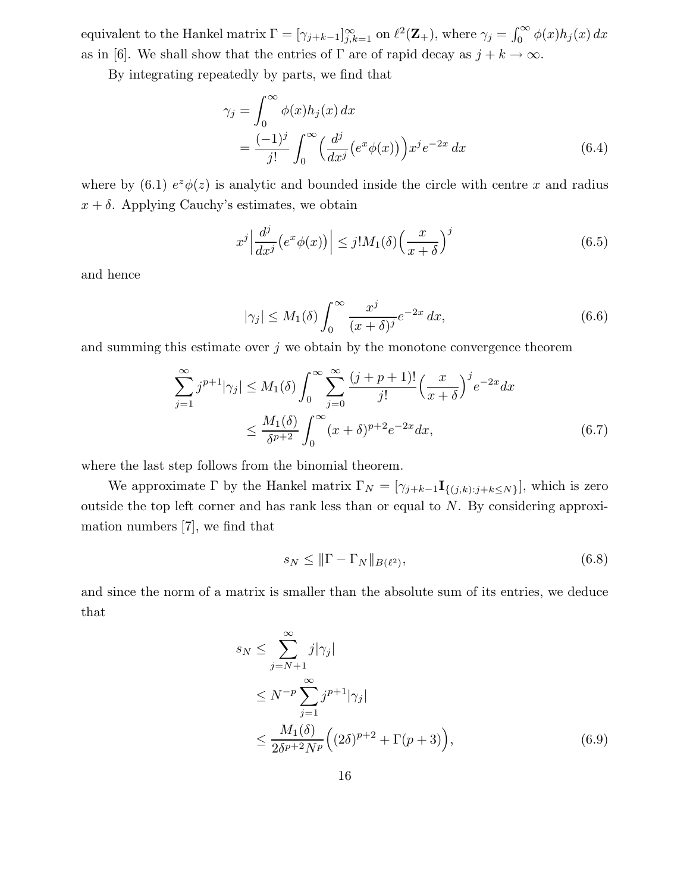equivalent to the Hankel matrix $\Gamma = [\gamma_{j+k-1}]_{j,k=1}^{\infty}$ on $\ell^2(\mathbf{Z}_+)$, where $\gamma_j = \int_0^\infty \phi(x)h_j(x)\,dx$ as in [6]. We shall show that the entries of $\Gamma$ are of rapid decay as $j+k\to\infty$.

By integrating repeatedly by parts, we find that

$$\begin{aligned}\gamma_j &= \int_0^\infty \phi(x)h_j(x)\,dx \\ &= \frac{(-1)^j}{j!}\int_0^\infty \Big(\frac{d^j}{dx^j}\big(e^x\phi(x)\big)\Big)x^je^{-2x}\,dx \end{aligned}\tag{6.4}$$

where by (6.1) $e^z\phi(z)$ is analytic and bounded inside the circle with centre $x$ and radius $x+\delta$. Applying Cauchy's estimates, we obtain

$$x^j\Big|\frac{d^j}{dx^j}\big(e^x\phi(x)\big)\Big| \le j!M_1(\delta)\Big(\frac{x}{x+\delta}\Big)^j \tag{6.5}$$

and hence

$$|\gamma_j| \le M_1(\delta)\int_0^\infty \frac{x^j}{(x+\delta)^j}e^{-2x}\,dx, \tag{6.6}$$

and summing this estimate over $j$ we obtain by the monotone convergence theorem

$$\begin{aligned}\sum_{j=1}^\infty j^{p+1}|\gamma_j| &\le M_1(\delta)\int_0^\infty \sum_{j=0}^\infty \frac{(j+p+1)!}{j!}\Big(\frac{x}{x+\delta}\Big)^j e^{-2x}dx \\ &\le \frac{M_1(\delta)}{\delta^{p+2}}\int_0^\infty (x+\delta)^{p+2}e^{-2x}dx, \end{aligned}\tag{6.7}$$

where the last step follows from the binomial theorem.

We approximate $\Gamma$ by the Hankel matrix $\Gamma_N = [\gamma_{j+k-1}\mathbf{I}_{\{(j,k):j+k\le N\}}]$, which is zero outside the top left corner and has rank less than or equal to $N$. By considering approximation numbers [7], we find that

$$s_N \le \|\Gamma - \Gamma_N\|_{B(\ell^2)}, \tag{6.8}$$

and since the norm of a matrix is smaller than the absolute sum of its entries, we deduce that

$$\begin{aligned}s_N &\le \sum_{j=N+1}^\infty j|\gamma_j| \\ &\le N^{-p}\sum_{j=1}^\infty j^{p+1}|\gamma_j| \\ &\le \frac{M_1(\delta)}{2\delta^{p+2}N^p}\Big((2\delta)^{p+2} + \Gamma(p+3)\Big), \end{aligned}\tag{6.9}$$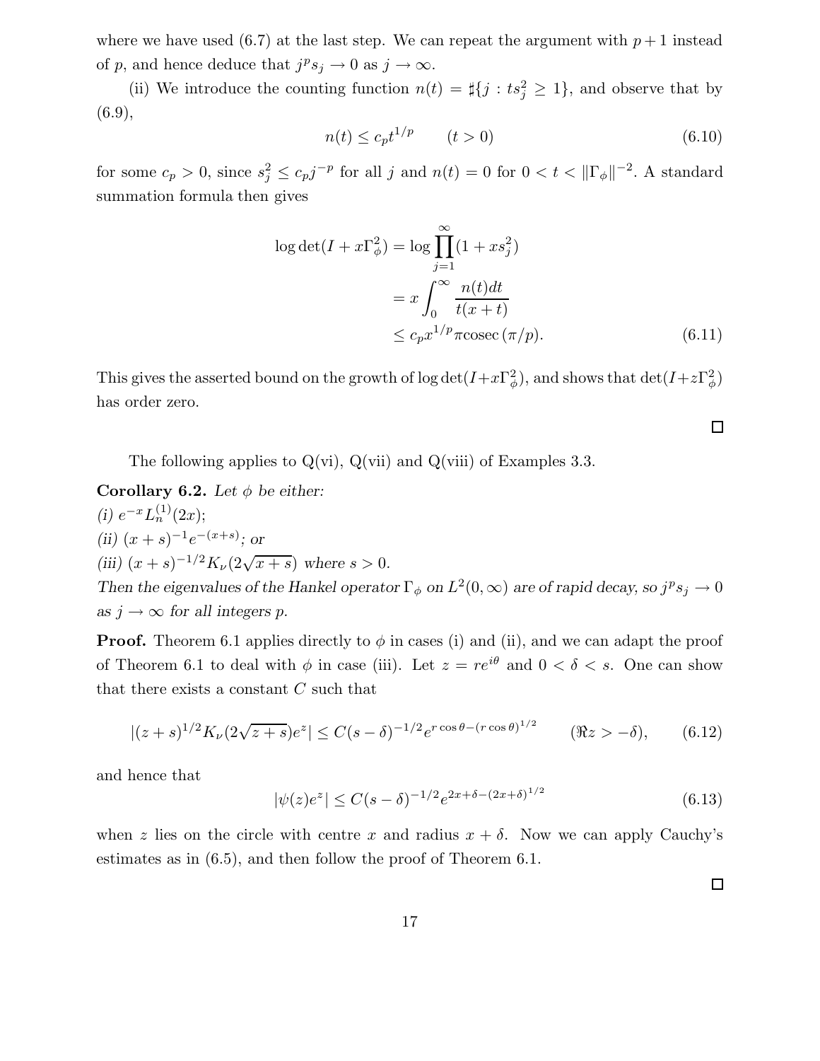where we have used (6.7) at the last step. We can repeat the argument with $p+1$ instead of $p$, and hence deduce that $j^p s_j \to 0$ as $j \to \infty$.

(ii) We introduce the counting function $n(t) = \sharp\{j : ts_j^2 \geq 1\}$, and observe that by (6.9),

$$n(t) \leq c_p t^{1/p} \qquad (t > 0) \tag{6.10}$$

for some $c_p > 0$, since $s_j^2 \leq c_p j^{-p}$ for all $j$ and $n(t) = 0$ for $0 < t < \|\Gamma_\phi\|^{-2}$. A standard summation formula then gives

$$\begin{aligned}
\log\det(I + x\Gamma_\phi^2) &= \log \prod_{j=1}^{\infty}(1 + xs_j^2) \\
&= x\int_0^\infty \frac{n(t)dt}{t(x+t)} \\
&\leq c_p x^{1/p} \pi \mathrm{cosec}\,(\pi/p).
\end{aligned} \tag{6.11}$$

This gives the asserted bound on the growth of $\log\det(I+x\Gamma_\phi^2)$, and shows that $\det(I+z\Gamma_\phi^2)$ has order zero.

□

The following applies to Q(vi), Q(vii) and Q(viii) of Examples 3.3.

**Corollary 6.2.** *Let $\phi$ be either:*
*(i) $e^{-x}L_n^{(1)}(2x)$;*
*(ii) $(x+s)^{-1}e^{-(x+s)}$; or*
*(iii) $(x+s)^{-1/2}K_\nu(2\sqrt{x+s})$ where $s > 0$.*
*Then the eigenvalues of the Hankel operator $\Gamma_\phi$ on $L^2(0,\infty)$ are of rapid decay, so $j^p s_j \to 0$ as $j \to \infty$ for all integers $p$.*

**Proof.** Theorem 6.1 applies directly to $\phi$ in cases (i) and (ii), and we can adapt the proof of Theorem 6.1 to deal with $\phi$ in case (iii). Let $z = re^{i\theta}$ and $0 < \delta < s$. One can show that there exists a constant $C$ such that

$$|(z+s)^{1/2}K_\nu(2\sqrt{z+s})e^z| \leq C(s-\delta)^{-1/2}e^{r\cos\theta - (r\cos\theta)^{1/2}} \qquad (\Re z > -\delta), \tag{6.12}$$

and hence that

$$|\psi(z)e^z| \leq C(s-\delta)^{-1/2}e^{2x+\delta-(2x+\delta)^{1/2}} \tag{6.13}$$

when $z$ lies on the circle with centre $x$ and radius $x+\delta$. Now we can apply Cauchy's estimates as in (6.5), and then follow the proof of Theorem 6.1.

□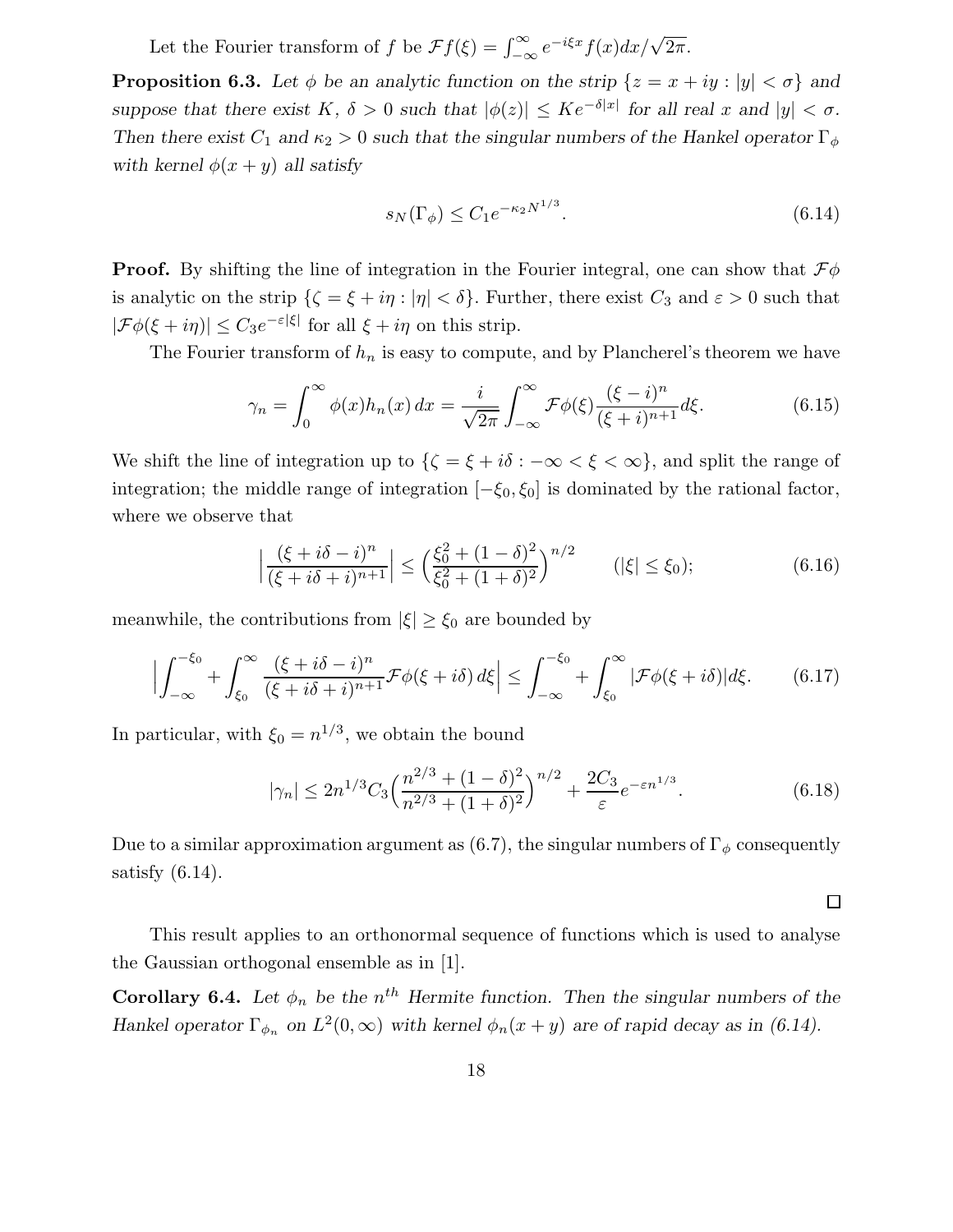Let the Fourier transform of $f$ be $\mathcal{F}f(\xi) = \int_{-\infty}^{\infty} e^{-i\xi x} f(x)dx/\sqrt{2\pi}$.

**Proposition 6.3.** *Let $\phi$ be an analytic function on the strip $\{z = x + iy : |y| < \sigma\}$ and suppose that there exist $K$, $\delta > 0$ such that $|\phi(z)| \le Ke^{-\delta|x|}$ for all real $x$ and $|y| < \sigma$. Then there exist $C_1$ and $\kappa_2 > 0$ such that the singular numbers of the Hankel operator $\Gamma_\phi$ with kernel $\phi(x + y)$ all satisfy*

$$s_N(\Gamma_\phi) \le C_1 e^{-\kappa_2 N^{1/3}}. \tag{6.14}$$

**Proof.** By shifting the line of integration in the Fourier integral, one can show that $\mathcal{F}\phi$ is analytic on the strip $\{\zeta = \xi + i\eta : |\eta| < \delta\}$. Further, there exist $C_3$ and $\varepsilon > 0$ such that $|\mathcal{F}\phi(\xi + i\eta)| \le C_3 e^{-\varepsilon|\xi|}$ for all $\xi + i\eta$ on this strip.

The Fourier transform of $h_n$ is easy to compute, and by Plancherel's theorem we have

$$\gamma_n = \int_0^\infty \phi(x)h_n(x)\,dx = \frac{i}{\sqrt{2\pi}} \int_{-\infty}^{\infty} \mathcal{F}\phi(\xi) \frac{(\xi - i)^n}{(\xi + i)^{n+1}} d\xi. \tag{6.15}$$

We shift the line of integration up to $\{\zeta = \xi + i\delta : -\infty < \xi < \infty\}$, and split the range of integration; the middle range of integration $[-\xi_0, \xi_0]$ is dominated by the rational factor, where we observe that

$$\Big| \frac{(\xi + i\delta - i)^n}{(\xi + i\delta + i)^{n+1}} \Big| \le \Big( \frac{\xi_0^2 + (1-\delta)^2}{\xi_0^2 + (1+\delta)^2} \Big)^{n/2} \qquad (|\xi| \le \xi_0); \tag{6.16}$$

meanwhile, the contributions from $|\xi| \ge \xi_0$ are bounded by

$$\Big| \int_{-\infty}^{-\xi_0} + \int_{\xi_0}^{\infty} \frac{(\xi + i\delta - i)^n}{(\xi + i\delta + i)^{n+1}} \mathcal{F}\phi(\xi + i\delta)\,d\xi \Big| \le \int_{-\infty}^{-\xi_0} + \int_{\xi_0}^{\infty} |\mathcal{F}\phi(\xi + i\delta)| d\xi. \tag{6.17}$$

In particular, with $\xi_0 = n^{1/3}$, we obtain the bound

$$|\gamma_n| \le 2n^{1/3} C_3 \Big( \frac{n^{2/3} + (1-\delta)^2}{n^{2/3} + (1+\delta)^2} \Big)^{n/2} + \frac{2C_3}{\varepsilon} e^{-\varepsilon n^{1/3}}. \tag{6.18}$$

Due to a similar approximation argument as (6.7), the singular numbers of $\Gamma_\phi$ consequently satisfy (6.14).

□

This result applies to an orthonormal sequence of functions which is used to analyse the Gaussian orthogonal ensemble as in [1].

**Corollary 6.4.** *Let $\phi_n$ be the $n^{th}$ Hermite function. Then the singular numbers of the Hankel operator $\Gamma_{\phi_n}$ on $L^2(0, \infty)$ with kernel $\phi_n(x + y)$ are of rapid decay as in (6.14).*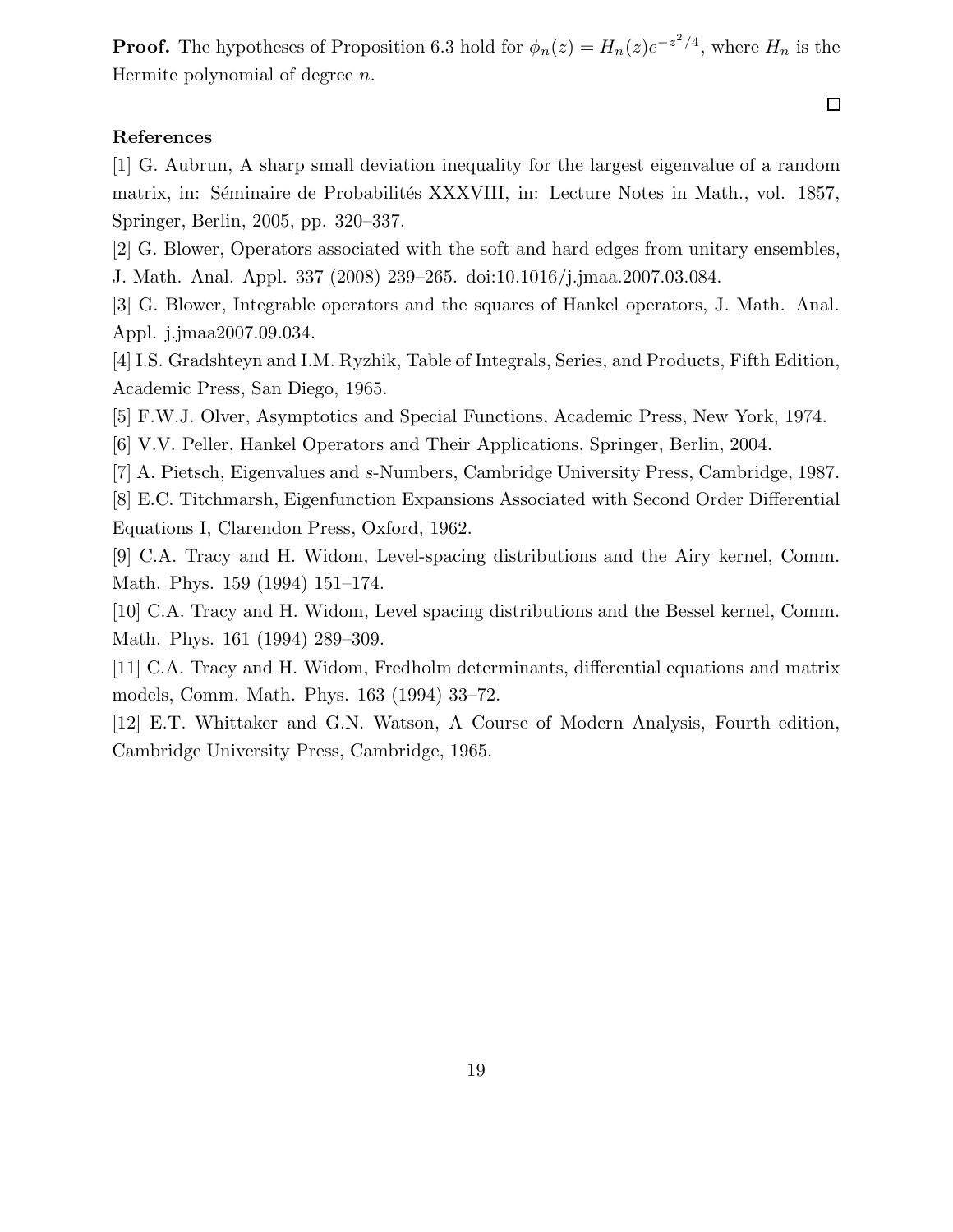**Proof.** The hypotheses of Proposition 6.3 hold for $\phi_n(z) = H_n(z)e^{-z^2/4}$, where $H_n$ is the Hermite polynomial of degree $n$.

□

**References**

[1] G. Aubrun, A sharp small deviation inequality for the largest eigenvalue of a random matrix, in: Séminaire de Probabilités XXXVIII, in: Lecture Notes in Math., vol. 1857, Springer, Berlin, 2005, pp. 320–337.

[2] G. Blower, Operators associated with the soft and hard edges from unitary ensembles, J. Math. Anal. Appl. 337 (2008) 239–265. doi:10.1016/j.jmaa.2007.03.084.

[3] G. Blower, Integrable operators and the squares of Hankel operators, J. Math. Anal. Appl. j.jmaa2007.09.034.

[4] I.S. Gradshteyn and I.M. Ryzhik, Table of Integrals, Series, and Products, Fifth Edition, Academic Press, San Diego, 1965.

[5] F.W.J. Olver, Asymptotics and Special Functions, Academic Press, New York, 1974.

[6] V.V. Peller, Hankel Operators and Their Applications, Springer, Berlin, 2004.

[7] A. Pietsch, Eigenvalues and $s$-Numbers, Cambridge University Press, Cambridge, 1987.

[8] E.C. Titchmarsh, Eigenfunction Expansions Associated with Second Order Differential Equations I, Clarendon Press, Oxford, 1962.

[9] C.A. Tracy and H. Widom, Level-spacing distributions and the Airy kernel, Comm. Math. Phys. 159 (1994) 151–174.

[10] C.A. Tracy and H. Widom, Level spacing distributions and the Bessel kernel, Comm. Math. Phys. 161 (1994) 289–309.

[11] C.A. Tracy and H. Widom, Fredholm determinants, differential equations and matrix models, Comm. Math. Phys. 163 (1994) 33–72.

[12] E.T. Whittaker and G.N. Watson, A Course of Modern Analysis, Fourth edition, Cambridge University Press, Cambridge, 1965.